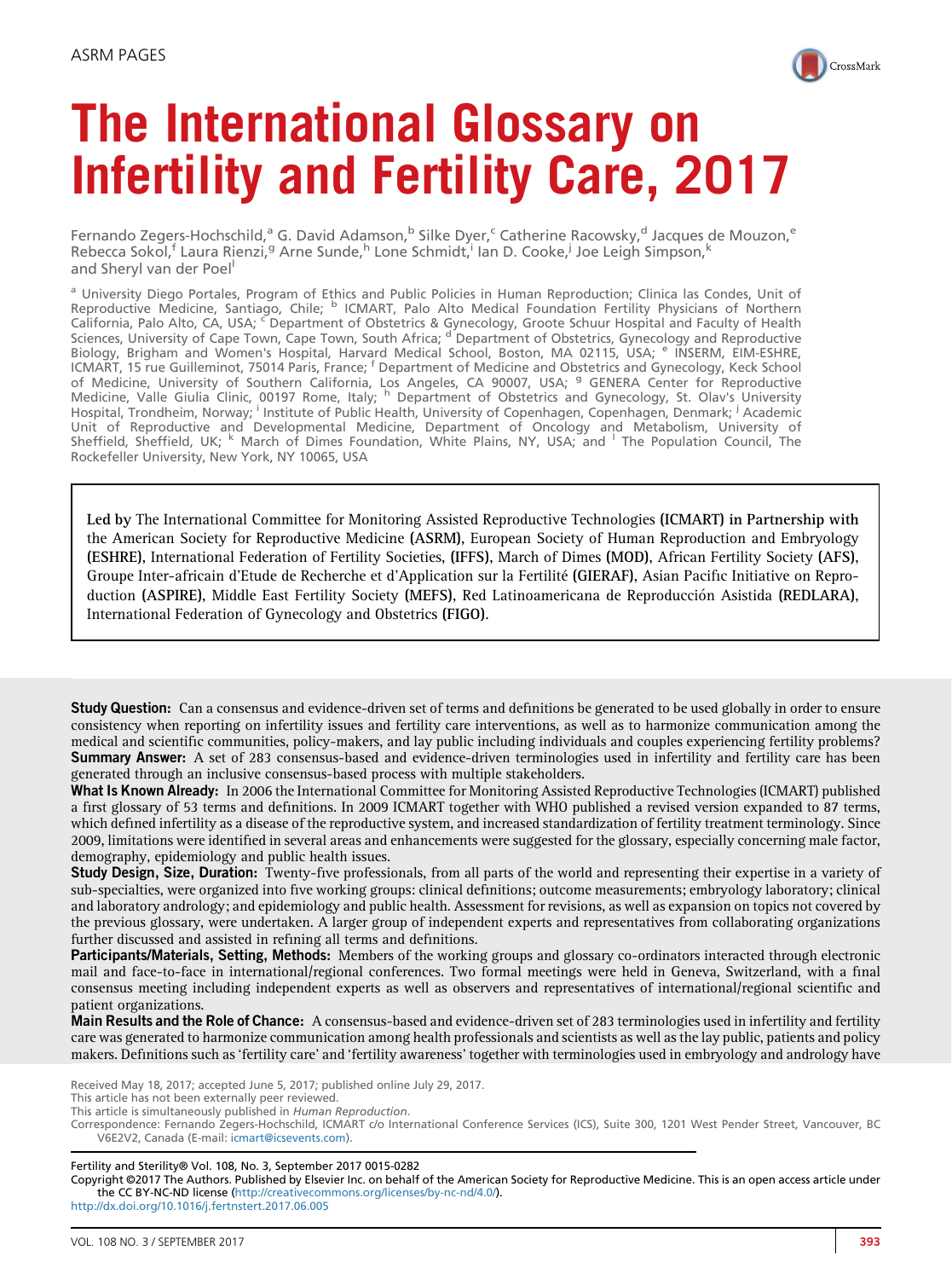ASRM PAGES

# The International Glossary on Infertility and Fertility Care, 2017

Fernando Zegers-Hochschild,[a] G. David Adamson,[b] Silke Dyer,[c] Catherine Racowsky,[d] Jacques de Mouzon,[e] Rebecca Sokol,[f] Laura Rienzi,[g] Arne Sunde,[h] Lone Schmidt,[i] Ian D. Cooke,[j] Joe Leigh Simpson,[k] and Sheryl van der Poel[l]

[a] University Diego Portales, Program of Ethics and Public Policies in Human Reproduction; Clinica las Condes, Unit of Reproductive Medicine, Santiago, Chile; [b] ICMART, Palo Alto Medical Foundation Fertility Physicians of Northern California, Palo Alto, CA, USA; [c] Department of Obstetrics & Gynecology, Groote Schuur Hospital and Faculty of Health Sciences, University of Cape Town, Cape Town, South Africa; [d] Department of Obstetrics, Gynecology and Reproductive Biology, Brigham and Women's Hospital, Harvard Medical School, Boston, MA 02115, USA; [e] INSERM, EIM-ESHRE, ICMART, 15 rue Guilleminot, 75014 Paris, France; [f] Department of Medicine and Obstetrics and Gynecology, Keck School of Medicine, University of Southern California, Los Angeles, CA 90007, USA; [g] GENERA Center for Reproductive Medicine, Valle Giulia Clinic, 00197 Rome, Italy; [h] Department of Obstetrics and Gynecology, St. Olav's University Hospital, Trondheim, Norway; [i] Institute of Public Health, University of Copenhagen, Copenhagen, Denmark; [j] Academic Unit of Reproductive and Developmental Medicine, Department of Oncology and Metabolism, University of Sheffield, Sheffield, UK; [k] March of Dimes Foundation, White Plains, NY, USA; and [l] The Population Council, The Rockefeller University, New York, NY 10065, USA

**Led by** The International Committee for Monitoring Assisted Reproductive Technologies **(ICMART) in Partnership with** the American Society for Reproductive Medicine **(ASRM)**, European Society of Human Reproduction and Embryology **(ESHRE)**, International Federation of Fertility Societies, **(IFFS)**, March of Dimes **(MOD)**, African Fertility Society **(AFS)**, Groupe Inter-africain d'Etude de Recherche et d'Application sur la Fertilité **(GIERAF)**, Asian Pacific Initiative on Reproduction **(ASPIRE)**, Middle East Fertility Society **(MEFS)**, Red Latinoamericana de Reproducción Asistida **(REDLARA)**, International Federation of Gynecology and Obstetrics **(FIGO)**.

**Study Question:** Can a consensus and evidence-driven set of terms and definitions be generated to be used globally in order to ensure consistency when reporting on infertility issues and fertility care interventions, as well as to harmonize communication among the medical and scientific communities, policy-makers, and lay public including individuals and couples experiencing fertility problems?
**Summary Answer:** A set of 283 consensus-based and evidence-driven terminologies used in infertility and fertility care has been generated through an inclusive consensus-based process with multiple stakeholders.
**What Is Known Already:** In 2006 the International Committee for Monitoring Assisted Reproductive Technologies (ICMART) published a first glossary of 53 terms and definitions. In 2009 ICMART together with WHO published a revised version expanded to 87 terms, which defined infertility as a disease of the reproductive system, and increased standardization of fertility treatment terminology. Since 2009, limitations were identified in several areas and enhancements were suggested for the glossary, especially concerning male factor, demography, epidemiology and public health issues.
**Study Design, Size, Duration:** Twenty-five professionals, from all parts of the world and representing their expertise in a variety of sub-specialties, were organized into five working groups: clinical definitions; outcome measurements; embryology laboratory; clinical and laboratory andrology; and epidemiology and public health. Assessment for revisions, as well as expansion on topics not covered by the previous glossary, were undertaken. A larger group of independent experts and representatives from collaborating organizations further discussed and assisted in refining all terms and definitions.
**Participants/Materials, Setting, Methods:** Members of the working groups and glossary co-ordinators interacted through electronic mail and face-to-face in international/regional conferences. Two formal meetings were held in Geneva, Switzerland, with a final consensus meeting including independent experts as well as observers and representatives of international/regional scientific and patient organizations.
**Main Results and the Role of Chance:** A consensus-based and evidence-driven set of 283 terminologies used in infertility and fertility care was generated to harmonize communication among health professionals and scientists as well as the lay public, patients and policy makers. Definitions such as 'fertility care' and 'fertility awareness' together with terminologies used in embryology and andrology have

Received May 18, 2017; accepted June 5, 2017; published online July 29, 2017.
This article has not been externally peer reviewed.
This article is simultaneously published in *Human Reproduction*.
Correspondence: Fernando Zegers-Hochschild, ICMART c/o International Conference Services (ICS), Suite 300, 1201 West Pender Street, Vancouver, BC V6E2V2, Canada (E-mail: icmart@icsevents.com).

Fertility and Sterility® Vol. 108, No. 3, September 2017 0015-0282
Copyright ©2017 The Authors. Published by Elsevier Inc. on behalf of the American Society for Reproductive Medicine. This is an open access article under the CC BY-NC-ND license (http://creativecommons.org/licenses/by-nc-nd/4.0/).
http://dx.doi.org/10.1016/j.fertnstert.2017.06.005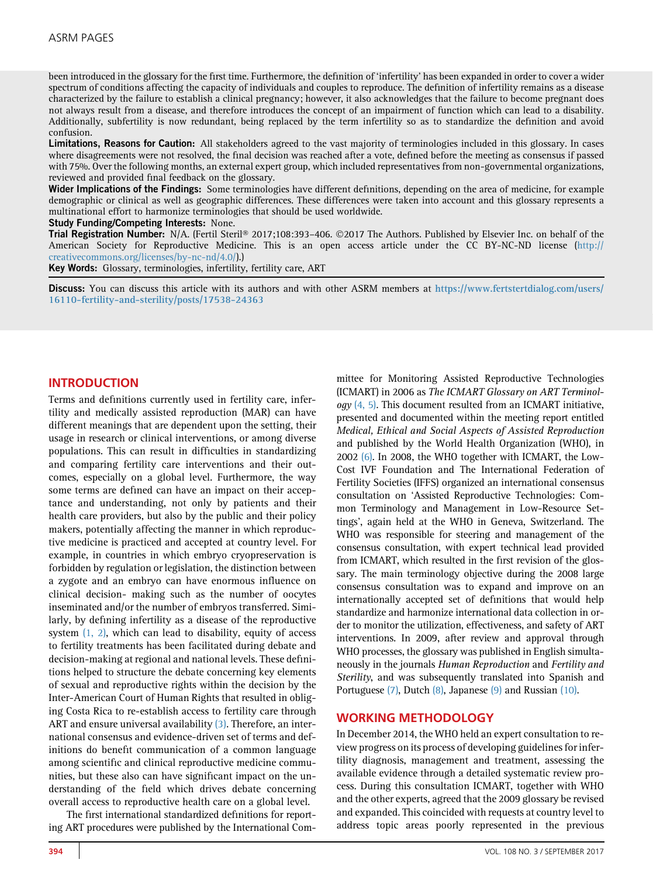been introduced in the glossary for the first time. Furthermore, the definition of 'infertility' has been expanded in order to cover a wider spectrum of conditions affecting the capacity of individuals and couples to reproduce. The definition of infertility remains as a disease characterized by the failure to establish a clinical pregnancy; however, it also acknowledges that the failure to become pregnant does not always result from a disease, and therefore introduces the concept of an impairment of function which can lead to a disability. Additionally, subfertility is now redundant, being replaced by the term infertility so as to standardize the definition and avoid confusion.

**Limitations, Reasons for Caution:** All stakeholders agreed to the vast majority of terminologies included in this glossary. In cases where disagreements were not resolved, the final decision was reached after a vote, defined before the meeting as consensus if passed with 75%. Over the following months, an external expert group, which included representatives from non-governmental organizations, reviewed and provided final feedback on the glossary.

**Wider Implications of the Findings:** Some terminologies have different definitions, depending on the area of medicine, for example demographic or clinical as well as geographic differences. These differences were taken into account and this glossary represents a multinational effort to harmonize terminologies that should be used worldwide.

**Study Funding/Competing Interests:** None.

**Trial Registration Number:** N/A. (Fertil Steril® 2017;108:393–406. ©2017 The Authors. Published by Elsevier Inc. on behalf of the American Society for Reproductive Medicine. This is an open access article under the CC BY-NC-ND license (http://creativecommons.org/licenses/by-nc-nd/4.0/).)

**Key Words:** Glossary, terminologies, infertility, fertility care, ART

**Discuss:** You can discuss this article with its authors and with other ASRM members at https://www.fertstertdialog.com/users/16110-fertility-and-sterility/posts/17538-24363

## INTRODUCTION

Terms and definitions currently used in fertility care, infertility and medically assisted reproduction (MAR) can have different meanings that are dependent upon the setting, their usage in research or clinical interventions, or among diverse populations. This can result in difficulties in standardizing and comparing fertility care interventions and their outcomes, especially on a global level. Furthermore, the way some terms are defined can have an impact on their acceptance and understanding, not only by patients and their health care providers, but also by the public and their policy makers, potentially affecting the manner in which reproductive medicine is practiced and accepted at country level. For example, in countries in which embryo cryopreservation is forbidden by regulation or legislation, the distinction between a zygote and an embryo can have enormous influence on clinical decision- making such as the number of oocytes inseminated and/or the number of embryos transferred. Similarly, by defining infertility as a disease of the reproductive system (1, 2), which can lead to disability, equity of access to fertility treatments has been facilitated during debate and decision-making at regional and national levels. These definitions helped to structure the debate concerning key elements of sexual and reproductive rights within the decision by the Inter-American Court of Human Rights that resulted in obliging Costa Rica to re-establish access to fertility care through ART and ensure universal availability (3). Therefore, an international consensus and evidence-driven set of terms and definitions do benefit communication of a common language among scientific and clinical reproductive medicine communities, but these also can have significant impact on the understanding of the field which drives debate concerning overall access to reproductive health care on a global level.

The first international standardized definitions for reporting ART procedures were published by the International Committee for Monitoring Assisted Reproductive Technologies (ICMART) in 2006 as *The ICMART Glossary on ART Terminology* (4, 5). This document resulted from an ICMART initiative, presented and documented within the meeting report entitled *Medical, Ethical and Social Aspects of Assisted Reproduction* and published by the World Health Organization (WHO), in 2002 (6). In 2008, the WHO together with ICMART, the Low-Cost IVF Foundation and The International Federation of Fertility Societies (IFFS) organized an international consensus consultation on 'Assisted Reproductive Technologies: Common Terminology and Management in Low-Resource Settings', again held at the WHO in Geneva, Switzerland. The WHO was responsible for steering and management of the consensus consultation, with expert technical lead provided from ICMART, which resulted in the first revision of the glossary. The main terminology objective during the 2008 large consensus consultation was to expand and improve on an internationally accepted set of definitions that would help standardize and harmonize international data collection in order to monitor the utilization, effectiveness, and safety of ART interventions. In 2009, after review and approval through WHO processes, the glossary was published in English simultaneously in the journals *Human Reproduction* and *Fertility and Sterility*, and was subsequently translated into Spanish and Portuguese (7), Dutch (8), Japanese (9) and Russian (10).

## WORKING METHODOLOGY

In December 2014, the WHO held an expert consultation to review progress on its process of developing guidelines for infertility diagnosis, management and treatment, assessing the available evidence through a detailed systematic review process. During this consultation ICMART, together with WHO and the other experts, agreed that the 2009 glossary be revised and expanded. This coincided with requests at country level to address topic areas poorly represented in the previous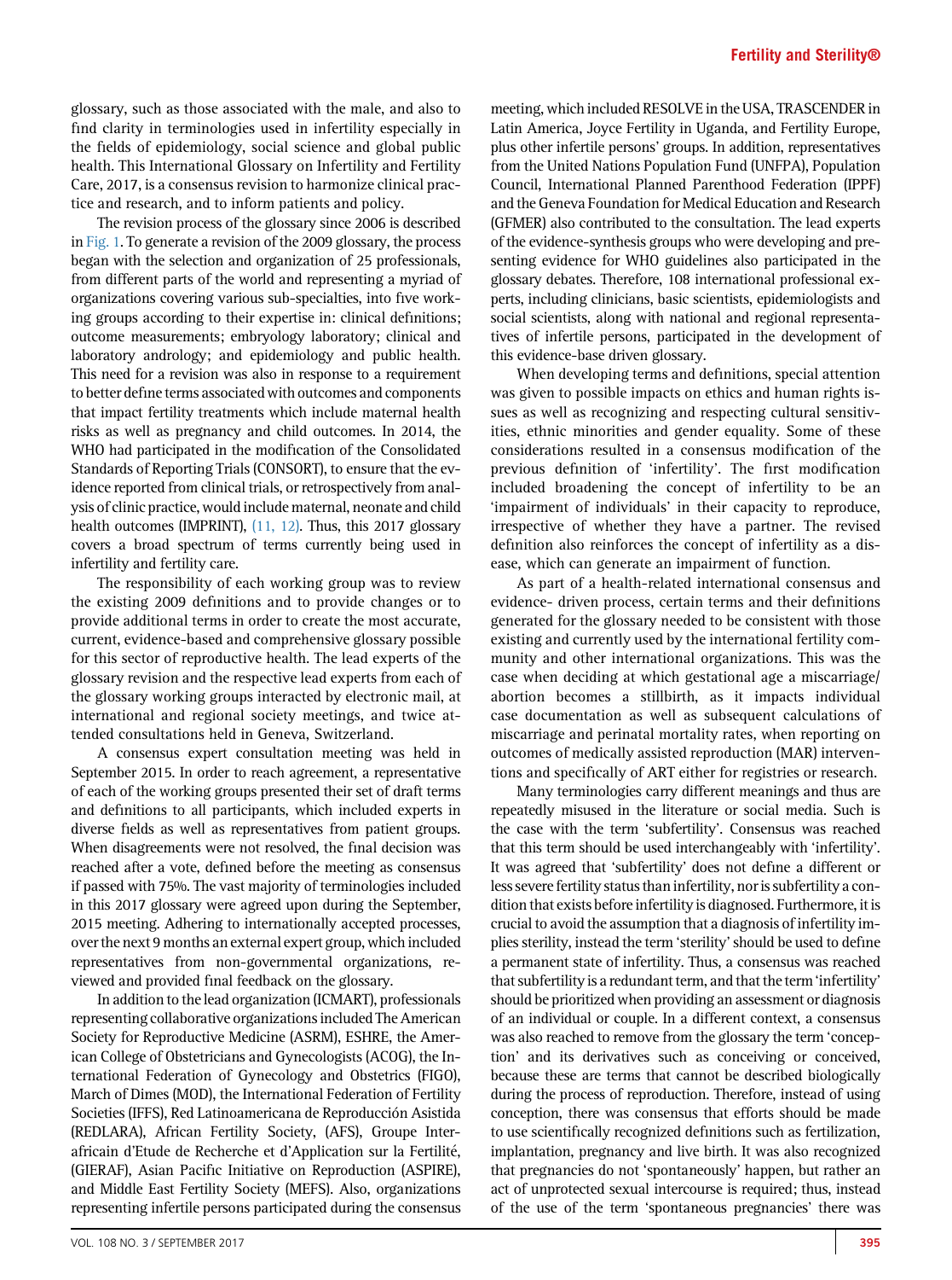glossary, such as those associated with the male, and also to find clarity in terminologies used in infertility especially in the fields of epidemiology, social science and global public health. This International Glossary on Infertility and Fertility Care, 2017, is a consensus revision to harmonize clinical practice and research, and to inform patients and policy.

The revision process of the glossary since 2006 is described in Fig. 1. To generate a revision of the 2009 glossary, the process began with the selection and organization of 25 professionals, from different parts of the world and representing a myriad of organizations covering various sub-specialties, into five working groups according to their expertise in: clinical definitions; outcome measurements; embryology laboratory; clinical and laboratory andrology; and epidemiology and public health. This need for a revision was also in response to a requirement to better define terms associated with outcomes and components that impact fertility treatments which include maternal health risks as well as pregnancy and child outcomes. In 2014, the WHO had participated in the modification of the Consolidated Standards of Reporting Trials (CONSORT), to ensure that the evidence reported from clinical trials, or retrospectively from analysis of clinic practice, would include maternal, neonate and child health outcomes (IMPRINT), (11, 12). Thus, this 2017 glossary covers a broad spectrum of terms currently being used in infertility and fertility care.

The responsibility of each working group was to review the existing 2009 definitions and to provide changes or to provide additional terms in order to create the most accurate, current, evidence-based and comprehensive glossary possible for this sector of reproductive health. The lead experts of the glossary revision and the respective lead experts from each of the glossary working groups interacted by electronic mail, at international and regional society meetings, and twice attended consultations held in Geneva, Switzerland.

A consensus expert consultation meeting was held in September 2015. In order to reach agreement, a representative of each of the working groups presented their set of draft terms and definitions to all participants, which included experts in diverse fields as well as representatives from patient groups. When disagreements were not resolved, the final decision was reached after a vote, defined before the meeting as consensus if passed with 75%. The vast majority of terminologies included in this 2017 glossary were agreed upon during the September, 2015 meeting. Adhering to internationally accepted processes, over the next 9 months an external expert group, which included representatives from non-governmental organizations, reviewed and provided final feedback on the glossary.

In addition to the lead organization (ICMART), professionals representing collaborative organizations included The American Society for Reproductive Medicine (ASRM), ESHRE, the American College of Obstetricians and Gynecologists (ACOG), the International Federation of Gynecology and Obstetrics (FIGO), March of Dimes (MOD), the International Federation of Fertility Societies (IFFS), Red Latinoamericana de Reproducción Asistida (REDLARA), African Fertility Society, (AFS), Groupe Interafricain d'Etude de Recherche et d'Application sur la Fertilité, (GIERAF), Asian Pacific Initiative on Reproduction (ASPIRE), and Middle East Fertility Society (MEFS). Also, organizations representing infertile persons participated during the consensus meeting, which included RESOLVE in the USA, TRASCENDER in Latin America, Joyce Fertility in Uganda, and Fertility Europe, plus other infertile persons' groups. In addition, representatives from the United Nations Population Fund (UNFPA), Population Council, International Planned Parenthood Federation (IPPF) and the Geneva Foundation for Medical Education and Research (GFMER) also contributed to the consultation. The lead experts of the evidence-synthesis groups who were developing and presenting evidence for WHO guidelines also participated in the glossary debates. Therefore, 108 international professional experts, including clinicians, basic scientists, epidemiologists and social scientists, along with national and regional representatives of infertile persons, participated in the development of this evidence-base driven glossary.

When developing terms and definitions, special attention was given to possible impacts on ethics and human rights issues as well as recognizing and respecting cultural sensitivities, ethnic minorities and gender equality. Some of these considerations resulted in a consensus modification of the previous definition of 'infertility'. The first modification included broadening the concept of infertility to be an 'impairment of individuals' in their capacity to reproduce, irrespective of whether they have a partner. The revised definition also reinforces the concept of infertility as a disease, which can generate an impairment of function.

As part of a health-related international consensus and evidence- driven process, certain terms and their definitions generated for the glossary needed to be consistent with those existing and currently used by the international fertility community and other international organizations. This was the case when deciding at which gestational age a miscarriage/abortion becomes a stillbirth, as it impacts individual case documentation as well as subsequent calculations of miscarriage and perinatal mortality rates, when reporting on outcomes of medically assisted reproduction (MAR) interventions and specifically of ART either for registries or research.

Many terminologies carry different meanings and thus are repeatedly misused in the literature or social media. Such is the case with the term 'subfertility'. Consensus was reached that this term should be used interchangeably with 'infertility'. It was agreed that 'subfertility' does not define a different or less severe fertility status than infertility, nor is subfertility a condition that exists before infertility is diagnosed. Furthermore, it is crucial to avoid the assumption that a diagnosis of infertility implies sterility, instead the term 'sterility' should be used to define a permanent state of infertility. Thus, a consensus was reached that subfertility is a redundant term, and that the term 'infertility' should be prioritized when providing an assessment or diagnosis of an individual or couple. In a different context, a consensus was also reached to remove from the glossary the term 'conception' and its derivatives such as conceiving or conceived, because these are terms that cannot be described biologically during the process of reproduction. Therefore, instead of using conception, there was consensus that efforts should be made to use scientifically recognized definitions such as fertilization, implantation, pregnancy and live birth. It was also recognized that pregnancies do not 'spontaneously' happen, but rather an act of unprotected sexual intercourse is required; thus, instead of the use of the term 'spontaneous pregnancies' there was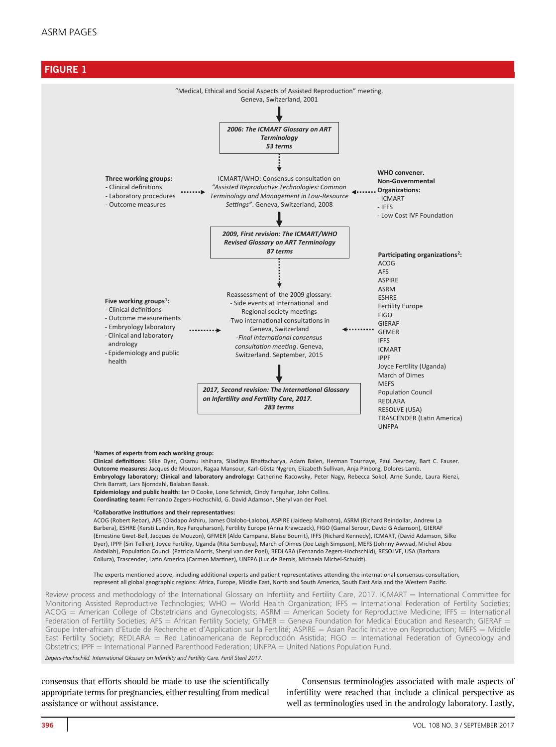## FIGURE 1

"Medical, Ethical and Social Aspects of Assisted Reproduction" meeting. Geneva, Switzerland, 2001

↓

*2006: The ICMART Glossary on ART Terminology*
*53 terms*

↓

**Three working groups:**
- Clinical definitions
- Laboratory procedures
- Outcome measures

ICMART/WHO: Consensus consultation on *"Assisted Reproductive Technologies: Common Terminology and Management in Low-Resource Settings"*. Geneva, Switzerland, 2008

**WHO convener. Non-Governmental Organizations:**
- ICMART
- IFFS
- Low Cost IVF Foundation

↓

*2009, First revision: The ICMART/WHO Revised Glossary on ART Terminology*
*87 terms*

↓

**Five working groups[1]:**
- Clinical definitions
- Outcome measurements
- Embryology laboratory
- Clinical and laboratory andrology
- Epidemiology and public health

Reassessment of the 2009 glossary:
- Side events at International and Regional society meetings
- Two international consultations in Geneva, Switzerland
- *Final international consensus consultation meeting*. Geneva, Switzerland. September, 2015

**Participating organizations[2]:**
ACOG
AFS
ASPIRE
ASRM
ESHRE
Fertility Europe
FIGO
GIERAF
GFMER
IFFS
ICMART
IPPF
Joyce Fertility (Uganda)
March of Dimes
MEFS
Population Council
REDLARA
RESOLVE (USA)
TRASCENDER (Latin America)
UNFPA

↓

*2017, Second revision: The International Glossary on Infertility and Fertility Care, 2017.*
*283 terms*

[1]**Names of experts from each working group:**
**Clinical definitions:** Silke Dyer, Osamu Ishihara, Siladitya Bhattacharya, Adam Balen, Herman Tournaye, Paul Devroey, Bart C. Fauser.
**Outcome measures:** Jacques de Mouzon, Ragaa Mansour, Karl-Gösta Nygren, Elizabeth Sullivan, Anja Pinborg, Dolores Lamb.
**Embryology laboratory; Clinical and laboratory andrology:** Catherine Racowsky, Peter Nagy, Rebecca Sokol, Arne Sunde, Laura Rienzi, Chris Barratt, Lars Bjorndahl, Balaban Basak.
**Epidemiology and public health:** Ian D Cooke, Lone Schmidt, Cindy Farquhar, John Collins.
**Coordinating team:** Fernando Zegers-Hochschild, G. David Adamson, Sheryl van der Poel.

[2]**Collaborative institutions and their representatives:**
ACOG (Robert Rebar), AFS (Oladapo Ashiru, James Olalobo-Lalobo), ASPIRE (Jaideep Malhotra), ASRM (Richard Reindollar, Andrew La Barbera), ESHRE (Kersti Lundin, Roy Farquharson), Fertility Europe (Anna Krawczack), FIGO (Gamal Serour, David G Adamson), GIERAF (Ernestine Gwet-Bell, Jacques de Mouzon), GFMER (Aldo Campana, Blaise Bourrit), IFFS (Richard Kennedy), ICMART, (David Adamson, Silke Dyer), IPPF (Siri Tellier), Joyce Fertility, Uganda (Rita Sembuya), March of Dimes (Joe Leigh Simpson), MEFS (Johnny Awwad, Michel Abou Abdallah), Population Council (Patricia Morris, Sheryl van der Poel), REDLARA (Fernando Zegers-Hochschild), RESOLVE, USA (Barbara Collura), Trascender, Latin America (Carmen Martinez), UNFPA (Luc de Bernis, Michaela Michel-Schuldt).

The experts mentioned above, including additional experts and patient representatives attending the international consensus consultation, represent all global geographic regions: Africa, Europe, Middle East, North and South America, South East Asia and the Western Pacific.

Review process and methodology of the International Glossary on Infertility and Fertility Care, 2017. ICMART = International Committee for Monitoring Assisted Reproductive Technologies; WHO = World Health Organization; IFFS = International Federation of Fertility Societies; ACOG = American College of Obstetricians and Gynecologists; ASRM = American Society for Reproductive Medicine; IFFS = International Federation of Fertility Societies; AFS = African Fertility Society; GFMER = Geneva Foundation for Medical Education and Research; GIERAF = Groupe Inter-africain d'Etude de Recherche et d'Application sur la Fertilité; ASPIRE = Asian Pacific Initiative on Reproduction; MEFS = Middle East Fertility Society; REDLARA = Red Latinoamericana de Reproducción Asistida; FIGO = International Federation of Gynecology and Obstetrics; IPPF = International Planned Parenthood Federation; UNFPA = United Nations Population Fund.

*Zegers-Hochschild. International Glossary on Infertility and Fertility Care. Fertil Steril 2017.*

consensus that efforts should be made to use the scientifically appropriate terms for pregnancies, either resulting from medical assistance or without assistance.

Consensus terminologies associated with male aspects of infertility were reached that include a clinical perspective as well as terminologies used in the andrology laboratory. Lastly,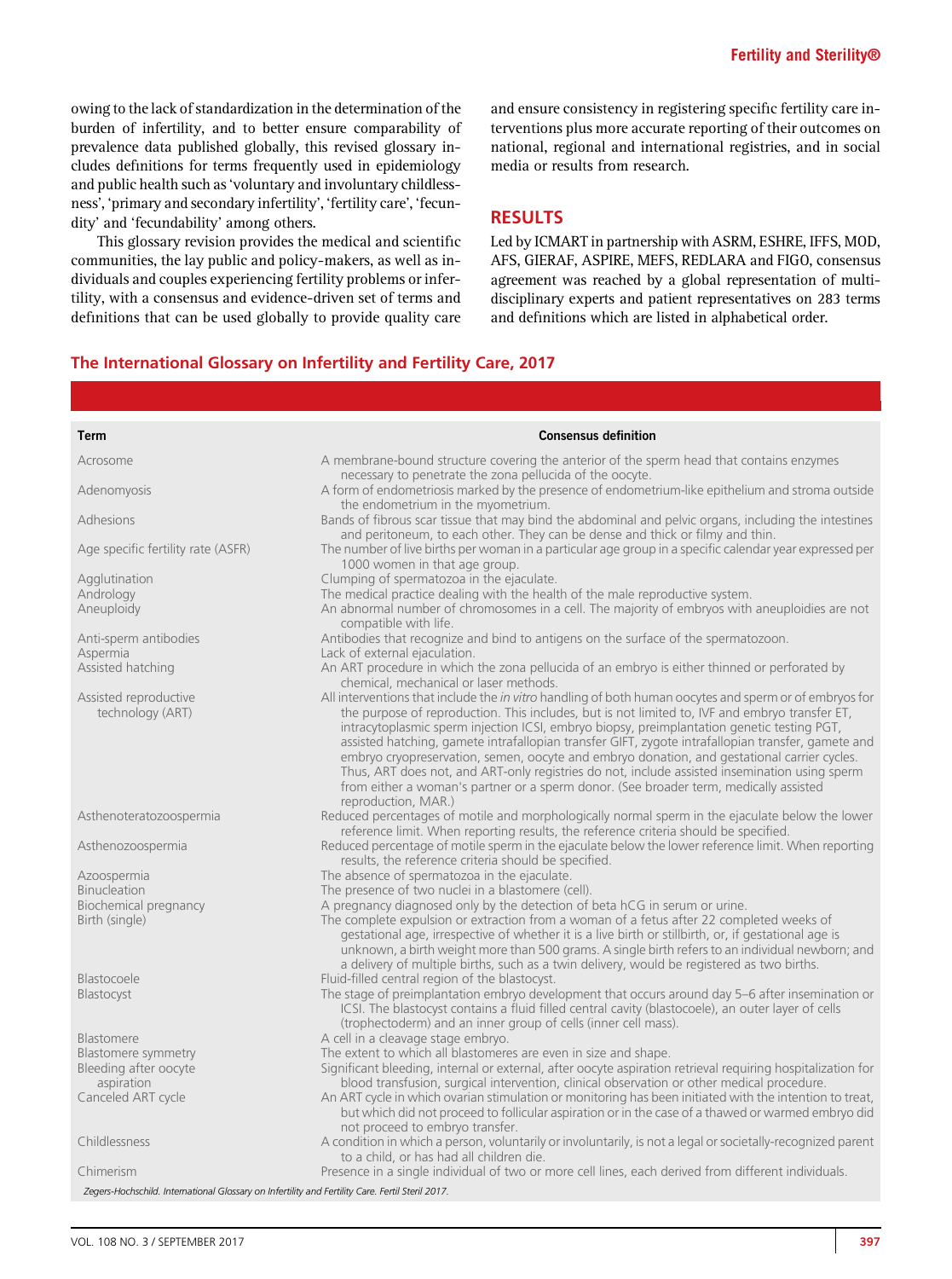owing to the lack of standardization in the determination of the burden of infertility, and to better ensure comparability of prevalence data published globally, this revised glossary includes definitions for terms frequently used in epidemiology and public health such as 'voluntary and involuntary childlessness', 'primary and secondary infertility', 'fertility care', 'fecundity' and 'fecundability' among others.

This glossary revision provides the medical and scientific communities, the lay public and policy-makers, as well as individuals and couples experiencing fertility problems or infertility, with a consensus and evidence-driven set of terms and definitions that can be used globally to provide quality care and ensure consistency in registering specific fertility care interventions plus more accurate reporting of their outcomes on national, regional and international registries, and in social media or results from research.

## RESULTS

Led by ICMART in partnership with ASRM, ESHRE, IFFS, MOD, AFS, GIERAF, ASPIRE, MEFS, REDLARA and FIGO, consensus agreement was reached by a global representation of multidisciplinary experts and patient representatives on 283 terms and definitions which are listed in alphabetical order.

### The International Glossary on Infertility and Fertility Care, 2017

| Term | Consensus definition |
|---|---|
| Acrosome | A membrane-bound structure covering the anterior of the sperm head that contains enzymes necessary to penetrate the zona pellucida of the oocyte. |
| Adenomyosis | A form of endometriosis marked by the presence of endometrium-like epithelium and stroma outside the endometrium in the myometrium. |
| Adhesions | Bands of fibrous scar tissue that may bind the abdominal and pelvic organs, including the intestines and peritoneum, to each other. They can be dense and thick or filmy and thin. |
| Age specific fertility rate (ASFR) | The number of live births per woman in a particular age group in a specific calendar year expressed per 1000 women in that age group. |
| Agglutination | Clumping of spermatozoa in the ejaculate. |
| Andrology | The medical practice dealing with the health of the male reproductive system. |
| Aneuploidy | An abnormal number of chromosomes in a cell. The majority of embryos with aneuploidies are not compatible with life. |
| Anti-sperm antibodies | Antibodies that recognize and bind to antigens on the surface of the spermatozoon. |
| Aspermia | Lack of external ejaculation. |
| Assisted hatching | An ART procedure in which the zona pellucida of an embryo is either thinned or perforated by chemical, mechanical or laser methods. |
| Assisted reproductive technology (ART) | All interventions that include the *in vitro* handling of both human oocytes and sperm or of embryos for the purpose of reproduction. This includes, but is not limited to, IVF and embryo transfer ET, intracytoplasmic sperm injection ICSI, embryo biopsy, preimplantation genetic testing PGT, assisted hatching, gamete intrafallopian transfer GIFT, zygote intrafallopian transfer, gamete and embryo cryopreservation, semen, oocyte and embryo donation, and gestational carrier cycles. Thus, ART does not, and ART-only registries do not, include assisted insemination using sperm from either a woman's partner or a sperm donor. (See broader term, medically assisted reproduction, MAR.) |
| Asthenoteratozoospermia | Reduced percentages of motile and morphologically normal sperm in the ejaculate below the lower reference limit. When reporting results, the reference criteria should be specified. |
| Asthenozoospermia | Reduced percentage of motile sperm in the ejaculate below the lower reference limit. When reporting results, the reference criteria should be specified. |
| Azoospermia | The absence of spermatozoa in the ejaculate. |
| Binucleation | The presence of two nuclei in a blastomere (cell). |
| Biochemical pregnancy | A pregnancy diagnosed only by the detection of beta hCG in serum or urine. |
| Birth (single) | The complete expulsion or extraction from a woman of a fetus after 22 completed weeks of gestational age, irrespective of whether it is a live birth or stillbirth, or, if gestational age is unknown, a birth weight more than 500 grams. A single birth refers to an individual newborn; and a delivery of multiple births, such as a twin delivery, would be registered as two births. |
| Blastocoele | Fluid-filled central region of the blastocyst. |
| Blastocyst | The stage of preimplantation embryo development that occurs around day 5–6 after insemination or ICSI. The blastocyst contains a fluid filled central cavity (blastocoele), an outer layer of cells (trophectoderm) and an inner group of cells (inner cell mass). |
| Blastomere | A cell in a cleavage stage embryo. |
| Blastomere symmetry | The extent to which all blastomeres are even in size and shape. |
| Bleeding after oocyte aspiration | Significant bleeding, internal or external, after oocyte aspiration retrieval requiring hospitalization for blood transfusion, surgical intervention, clinical observation or other medical procedure. |
| Canceled ART cycle | An ART cycle in which ovarian stimulation or monitoring has been initiated with the intention to treat, but which did not proceed to follicular aspiration or in the case of a thawed or warmed embryo did not proceed to embryo transfer. |
| Childlessness | A condition in which a person, voluntarily or involuntarily, is not a legal or societally-recognized parent to a child, or has had all children die. |
| Chimerism | Presence in a single individual of two or more cell lines, each derived from different individuals. |

*Zegers-Hochschild. International Glossary on Infertility and Fertility Care. Fertil Steril 2017.*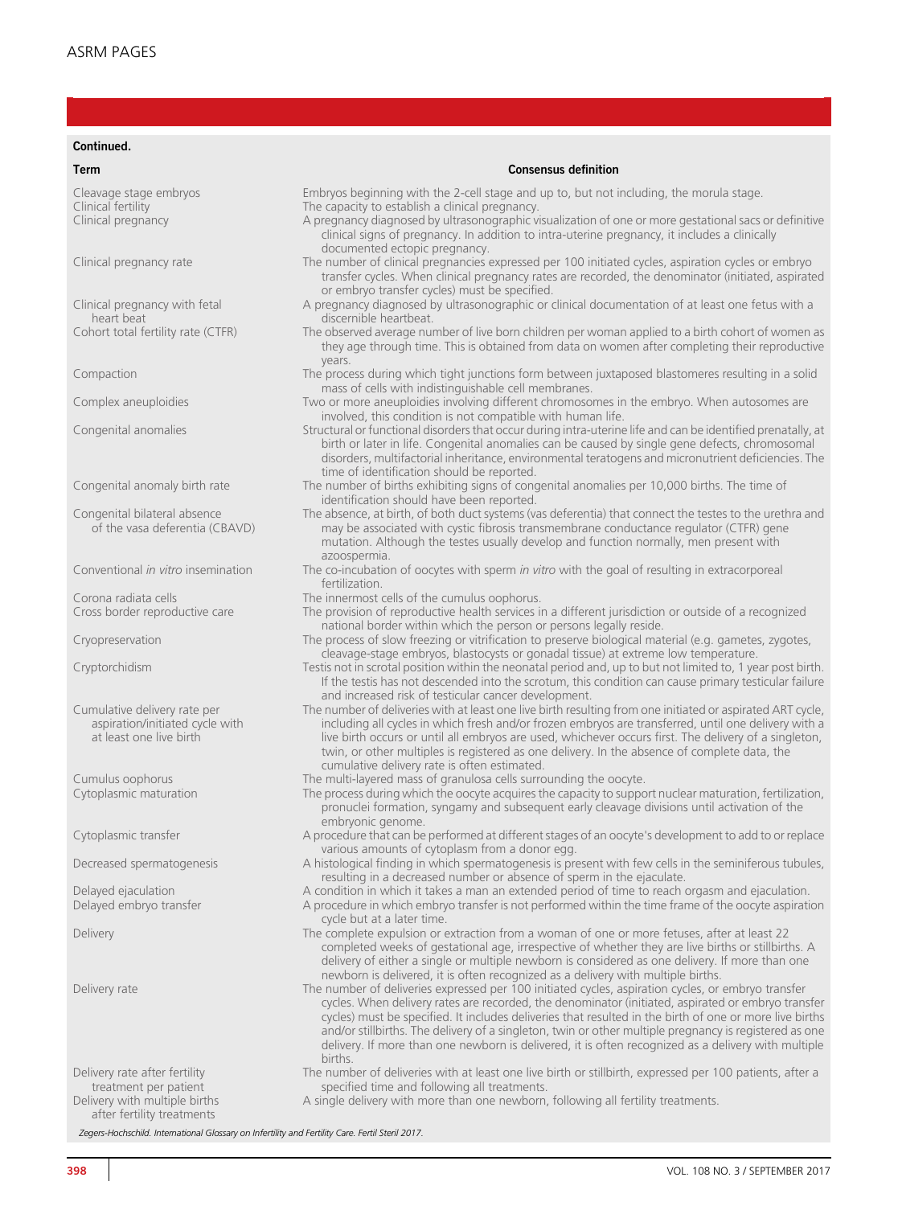**Continued.**

| Term | Consensus definition |
|---|---|
| Cleavage stage embryos | Embryos beginning with the 2-cell stage and up to, but not including, the morula stage. |
| Clinical fertility | The capacity to establish a clinical pregnancy. |
| Clinical pregnancy | A pregnancy diagnosed by ultrasonographic visualization of one or more gestational sacs or definitive clinical signs of pregnancy. In addition to intra-uterine pregnancy, it includes a clinically documented ectopic pregnancy. |
| Clinical pregnancy rate | The number of clinical pregnancies expressed per 100 initiated cycles, aspiration cycles or embryo transfer cycles. When clinical pregnancy rates are recorded, the denominator (initiated, aspirated or embryo transfer cycles) must be specified. |
| Clinical pregnancy with fetal heart beat | A pregnancy diagnosed by ultrasonographic or clinical documentation of at least one fetus with a discernible heartbeat. |
| Cohort total fertility rate (CTFR) | The observed average number of live born children per woman applied to a birth cohort of women as they age through time. This is obtained from data on women after completing their reproductive years. |
| Compaction | The process during which tight junctions form between juxtaposed blastomeres resulting in a solid mass of cells with indistinguishable cell membranes. |
| Complex aneuploidies | Two or more aneuploidies involving different chromosomes in the embryo. When autosomes are involved, this condition is not compatible with human life. |
| Congenital anomalies | Structural or functional disorders that occur during intra-uterine life and can be identified prenatally, at birth or later in life. Congenital anomalies can be caused by single gene defects, chromosomal disorders, multifactorial inheritance, environmental teratogens and micronutrient deficiencies. The time of identification should be reported. |
| Congenital anomaly birth rate | The number of births exhibiting signs of congenital anomalies per 10,000 births. The time of identification should have been reported. |
| Congenital bilateral absence of the vasa deferentia (CBAVD) | The absence, at birth, of both duct systems (vas deferentia) that connect the testes to the urethra and may be associated with cystic fibrosis transmembrane conductance regulator (CTFR) gene mutation. Although the testes usually develop and function normally, men present with azoospermia. |
| Conventional *in vitro* insemination | The co-incubation of oocytes with sperm *in vitro* with the goal of resulting in extracorporeal fertilization. |
| Corona radiata cells | The innermost cells of the cumulus oophorus. |
| Cross border reproductive care | The provision of reproductive health services in a different jurisdiction or outside of a recognized national border within which the person or persons legally reside. |
| Cryopreservation | The process of slow freezing or vitrification to preserve biological material (e.g. gametes, zygotes, cleavage-stage embryos, blastocysts or gonadal tissue) at extreme low temperature. |
| Cryptorchidism | Testis not in scrotal position within the neonatal period and, up to but not limited to, 1 year post birth. If the testis has not descended into the scrotum, this condition can cause primary testicular failure and increased risk of testicular cancer development. |
| Cumulative delivery rate per aspiration/initiated cycle with at least one live birth | The number of deliveries with at least one live birth resulting from one initiated or aspirated ART cycle, including all cycles in which fresh and/or frozen embryos are transferred, until one delivery with a live birth occurs or until all embryos are used, whichever occurs first. The delivery of a singleton, twin, or other multiples is registered as one delivery. In the absence of complete data, the cumulative delivery rate is often estimated. |
| Cumulus oophorus | The multi-layered mass of granulosa cells surrounding the oocyte. |
| Cytoplasmic maturation | The process during which the oocyte acquires the capacity to support nuclear maturation, fertilization, pronuclei formation, syngamy and subsequent early cleavage divisions until activation of the embryonic genome. |
| Cytoplasmic transfer | A procedure that can be performed at different stages of an oocyte's development to add to or replace various amounts of cytoplasm from a donor egg. |
| Decreased spermatogenesis | A histological finding in which spermatogenesis is present with few cells in the seminiferous tubules, resulting in a decreased number or absence of sperm in the ejaculate. |
| Delayed ejaculation | A condition in which it takes a man an extended period of time to reach orgasm and ejaculation. |
| Delayed embryo transfer | A procedure in which embryo transfer is not performed within the time frame of the oocyte aspiration cycle but at a later time. |
| Delivery | The complete expulsion or extraction from a woman of one or more fetuses, after at least 22 completed weeks of gestational age, irrespective of whether they are live births or stillbirths. A delivery of either a single or multiple newborn is considered as one delivery. If more than one newborn is delivered, it is often recognized as a delivery with multiple births. |
| Delivery rate | The number of deliveries expressed per 100 initiated cycles, aspiration cycles, or embryo transfer cycles. When delivery rates are recorded, the denominator (initiated, aspirated or embryo transfer cycles) must be specified. It includes deliveries that resulted in the birth of one or more live births and/or stillbirths. The delivery of a singleton, twin or other multiple pregnancy is registered as one delivery. If more than one newborn is delivered, it is often recognized as a delivery with multiple births. |
| Delivery rate after fertility treatment per patient | The number of deliveries with at least one live birth or stillbirth, expressed per 100 patients, after a specified time and following all treatments. |
| Delivery with multiple births after fertility treatments | A single delivery with more than one newborn, following all fertility treatments. |

*Zegers-Hochschild. International Glossary on Infertility and Fertility Care. Fertil Steril 2017.*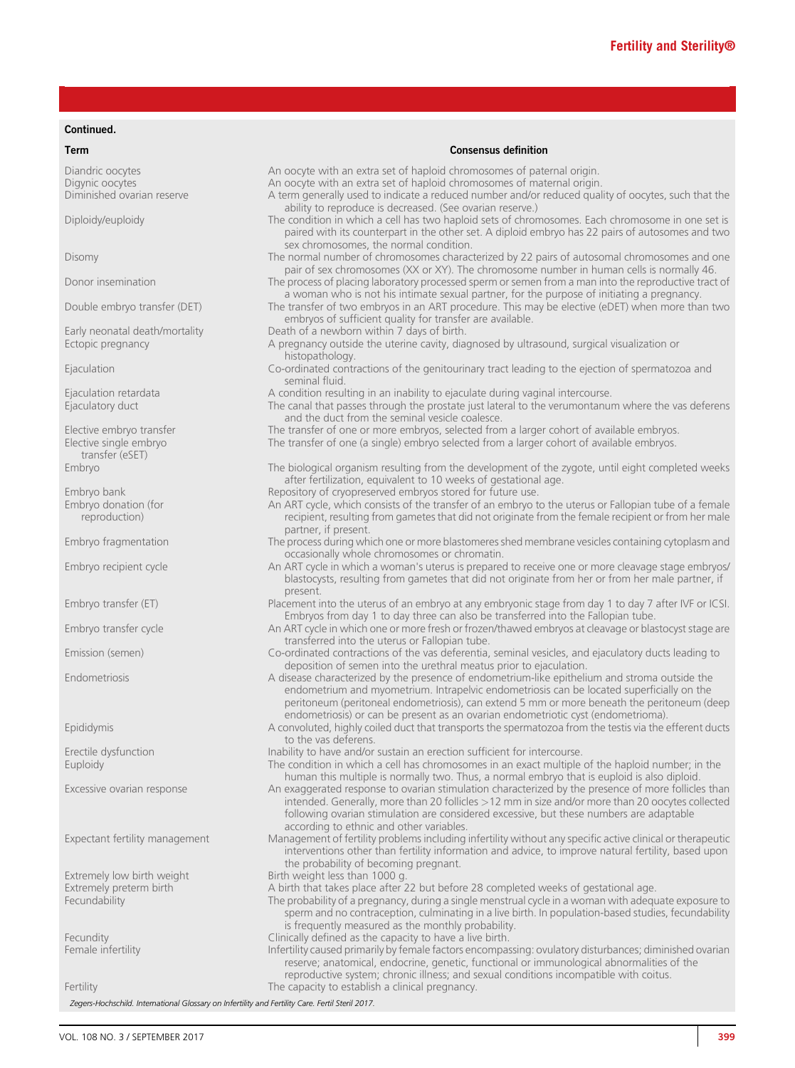**Continued.**

| Term | Consensus definition |
|---|---|
| Diandric oocytes | An oocyte with an extra set of haploid chromosomes of paternal origin. |
| Digynic oocytes | An oocyte with an extra set of haploid chromosomes of maternal origin. |
| Diminished ovarian reserve | A term generally used to indicate a reduced number and/or reduced quality of oocytes, such that the ability to reproduce is decreased. (See ovarian reserve.) |
| Diploidy/euploidy | The condition in which a cell has two haploid sets of chromosomes. Each chromosome in one set is paired with its counterpart in the other set. A diploid embryo has 22 pairs of autosomes and two sex chromosomes, the normal condition. |
| Disomy | The normal number of chromosomes characterized by 22 pairs of autosomal chromosomes and one pair of sex chromosomes (XX or XY). The chromosome number in human cells is normally 46. |
| Donor insemination | The process of placing laboratory processed sperm or semen from a man into the reproductive tract of a woman who is not his intimate sexual partner, for the purpose of initiating a pregnancy. |
| Double embryo transfer (DET) | The transfer of two embryos in an ART procedure. This may be elective (eDET) when more than two embryos of sufficient quality for transfer are available. |
| Early neonatal death/mortality | Death of a newborn within 7 days of birth. |
| Ectopic pregnancy | A pregnancy outside the uterine cavity, diagnosed by ultrasound, surgical visualization or histopathology. |
| Ejaculation | Co-ordinated contractions of the genitourinary tract leading to the ejection of spermatozoa and seminal fluid. |
| Ejaculation retardata | A condition resulting in an inability to ejaculate during vaginal intercourse. |
| Ejaculatory duct | The canal that passes through the prostate just lateral to the verumontanum where the vas deferens and the duct from the seminal vesicle coalesce. |
| Elective embryo transfer | The transfer of one or more embryos, selected from a larger cohort of available embryos. |
| Elective single embryo transfer (eSET) | The transfer of one (a single) embryo selected from a larger cohort of available embryos. |
| Embryo | The biological organism resulting from the development of the zygote, until eight completed weeks after fertilization, equivalent to 10 weeks of gestational age. |
| Embryo bank | Repository of cryopreserved embryos stored for future use. |
| Embryo donation (for reproduction) | An ART cycle, which consists of the transfer of an embryo to the uterus or Fallopian tube of a female recipient, resulting from gametes that did not originate from the female recipient or from her male partner, if present. |
| Embryo fragmentation | The process during which one or more blastomeres shed membrane vesicles containing cytoplasm and occasionally whole chromosomes or chromatin. |
| Embryo recipient cycle | An ART cycle in which a woman's uterus is prepared to receive one or more cleavage stage embryos/ blastocysts, resulting from gametes that did not originate from her or from her male partner, if present. |
| Embryo transfer (ET) | Placement into the uterus of an embryo at any embryonic stage from day 1 to day 7 after IVF or ICSI. Embryos from day 1 to day three can also be transferred into the Fallopian tube. |
| Embryo transfer cycle | An ART cycle in which one or more fresh or frozen/thawed embryos at cleavage or blastocyst stage are transferred into the uterus or Fallopian tube. |
| Emission (semen) | Co-ordinated contractions of the vas deferentia, seminal vesicles, and ejaculatory ducts leading to deposition of semen into the urethral meatus prior to ejaculation. |
| Endometriosis | A disease characterized by the presence of endometrium-like epithelium and stroma outside the endometrium and myometrium. Intrapelvic endometriosis can be located superficially on the peritoneum (peritoneal endometriosis), can extend 5 mm or more beneath the peritoneum (deep endometriosis) or can be present as an ovarian endometriotic cyst (endometrioma). |
| Epididymis | A convoluted, highly coiled duct that transports the spermatozoa from the testis via the efferent ducts to the vas deferens. |
| Erectile dysfunction | Inability to have and/or sustain an erection sufficient for intercourse. |
| Euploidy | The condition in which a cell has chromosomes in an exact multiple of the haploid number; in the human this multiple is normally two. Thus, a normal embryo that is euploid is also diploid. |
| Excessive ovarian response | An exaggerated response to ovarian stimulation characterized by the presence of more follicles than intended. Generally, more than 20 follicles >12 mm in size and/or more than 20 oocytes collected following ovarian stimulation are considered excessive, but these numbers are adaptable according to ethnic and other variables. |
| Expectant fertility management | Management of fertility problems including infertility without any specific active clinical or therapeutic interventions other than fertility information and advice, to improve natural fertility, based upon the probability of becoming pregnant. |
| Extremely low birth weight | Birth weight less than 1000 g. |
| Extremely preterm birth | A birth that takes place after 22 but before 28 completed weeks of gestational age. |
| Fecundability | The probability of a pregnancy, during a single menstrual cycle in a woman with adequate exposure to sperm and no contraception, culminating in a live birth. In population-based studies, fecundability is frequently measured as the monthly probability. |
| Fecundity | Clinically defined as the capacity to have a live birth. |
| Female infertility | Infertility caused primarily by female factors encompassing: ovulatory disturbances; diminished ovarian reserve; anatomical, endocrine, genetic, functional or immunological abnormalities of the reproductive system; chronic illness; and sexual conditions incompatible with coitus. |
| Fertility | The capacity to establish a clinical pregnancy. |

*Zegers-Hochschild. International Glossary on Infertility and Fertility Care. Fertil Steril 2017.*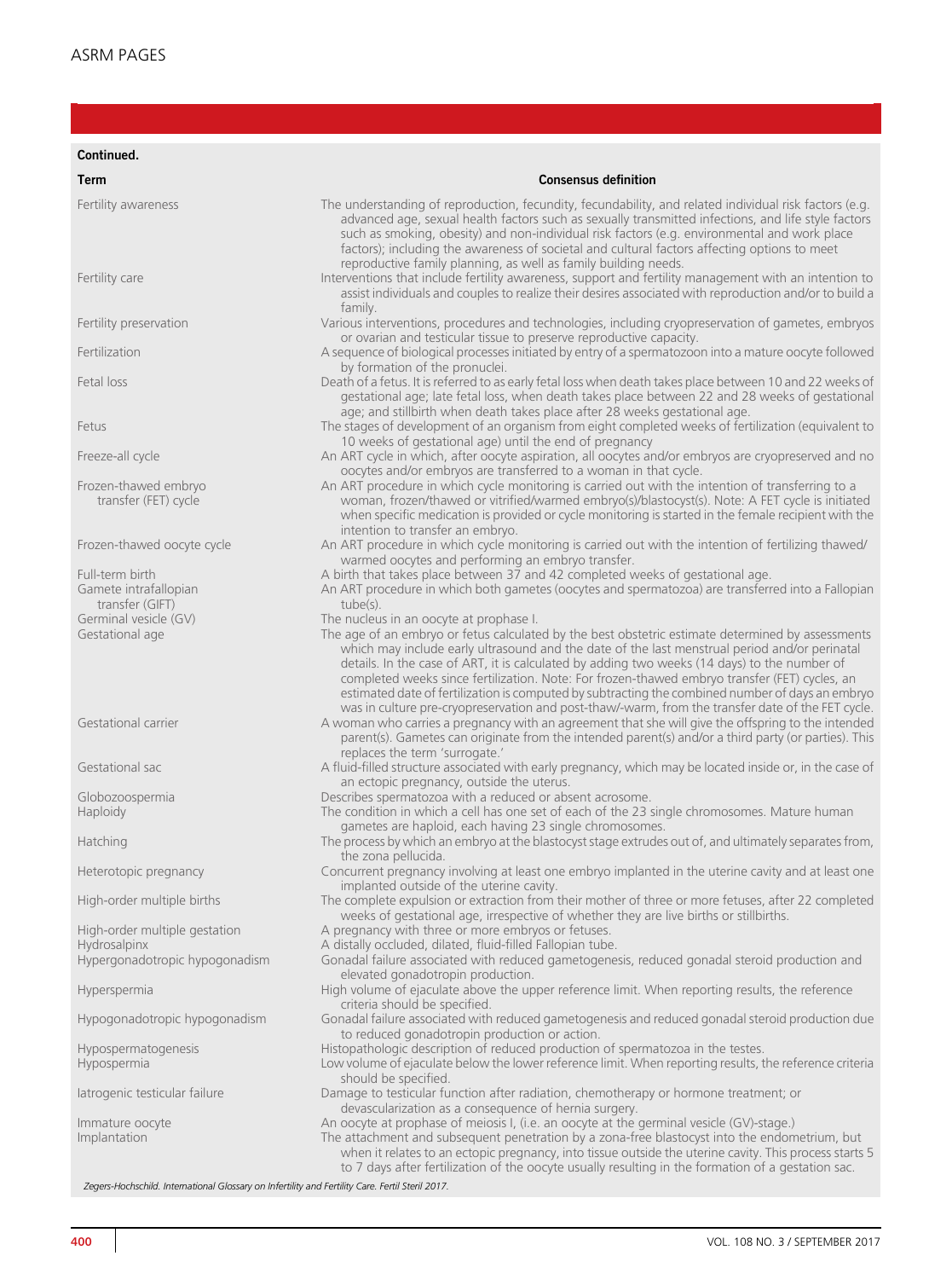**Continued.**

| Term | Consensus definition |
|---|---|
| Fertility awareness | The understanding of reproduction, fecundity, fecundability, and related individual risk factors (e.g. advanced age, sexual health factors such as sexually transmitted infections, and life style factors such as smoking, obesity) and non-individual risk factors (e.g. environmental and work place factors); including the awareness of societal and cultural factors affecting options to meet reproductive family planning, as well as family building needs. |
| Fertility care | Interventions that include fertility awareness, support and fertility management with an intention to assist individuals and couples to realize their desires associated with reproduction and/or to build a family. |
| Fertility preservation | Various interventions, procedures and technologies, including cryopreservation of gametes, embryos or ovarian and testicular tissue to preserve reproductive capacity. |
| Fertilization | A sequence of biological processes initiated by entry of a spermatozoon into a mature oocyte followed by formation of the pronuclei. |
| Fetal loss | Death of a fetus. It is referred to as early fetal loss when death takes place between 10 and 22 weeks of gestational age; late fetal loss, when death takes place between 22 and 28 weeks of gestational age; and stillbirth when death takes place after 28 weeks gestational age. |
| Fetus | The stages of development of an organism from eight completed weeks of fertilization (equivalent to 10 weeks of gestational age) until the end of pregnancy |
| Freeze-all cycle | An ART cycle in which, after oocyte aspiration, all oocytes and/or embryos are cryopreserved and no oocytes and/or embryos are transferred to a woman in that cycle. |
| Frozen-thawed embryo transfer (FET) cycle | An ART procedure in which cycle monitoring is carried out with the intention of transferring to a woman, frozen/thawed or vitrified/warmed embryo(s)/blastocyst(s). Note: A FET cycle is initiated when specific medication is provided or cycle monitoring is started in the female recipient with the intention to transfer an embryo. |
| Frozen-thawed oocyte cycle | An ART procedure in which cycle monitoring is carried out with the intention of fertilizing thawed/warmed oocytes and performing an embryo transfer. |
| Full-term birth | A birth that takes place between 37 and 42 completed weeks of gestational age. |
| Gamete intrafallopian transfer (GIFT) | An ART procedure in which both gametes (oocytes and spermatozoa) are transferred into a Fallopian tube(s). |
| Germinal vesicle (GV) | The nucleus in an oocyte at prophase I. |
| Gestational age | The age of an embryo or fetus calculated by the best obstetric estimate determined by assessments which may include early ultrasound and the date of the last menstrual period and/or perinatal details. In the case of ART, it is calculated by adding two weeks (14 days) to the number of completed weeks since fertilization. Note: For frozen-thawed embryo transfer (FET) cycles, an estimated date of fertilization is computed by subtracting the combined number of days an embryo was in culture pre-cryopreservation and post-thaw/-warm, from the transfer date of the FET cycle. |
| Gestational carrier | A woman who carries a pregnancy with an agreement that she will give the offspring to the intended parent(s). Gametes can originate from the intended parent(s) and/or a third party (or parties). This replaces the term 'surrogate.' |
| Gestational sac | A fluid-filled structure associated with early pregnancy, which may be located inside or, in the case of an ectopic pregnancy, outside the uterus. |
| Globozoospermia | Describes spermatozoa with a reduced or absent acrosome. |
| Haploidy | The condition in which a cell has one set of each of the 23 single chromosomes. Mature human gametes are haploid, each having 23 single chromosomes. |
| Hatching | The process by which an embryo at the blastocyst stage extrudes out of, and ultimately separates from, the zona pellucida. |
| Heterotopic pregnancy | Concurrent pregnancy involving at least one embryo implanted in the uterine cavity and at least one implanted outside of the uterine cavity. |
| High-order multiple births | The complete expulsion or extraction from their mother of three or more fetuses, after 22 completed weeks of gestational age, irrespective of whether they are live births or stillbirths. |
| High-order multiple gestation | A pregnancy with three or more embryos or fetuses. |
| Hydrosalpinx | A distally occluded, dilated, fluid-filled Fallopian tube. |
| Hypergonadotropic hypogonadism | Gonadal failure associated with reduced gametogenesis, reduced gonadal steroid production and elevated gonadotropin production. |
| Hyperspermia | High volume of ejaculate above the upper reference limit. When reporting results, the reference criteria should be specified. |
| Hypogonadotropic hypogonadism | Gonadal failure associated with reduced gametogenesis and reduced gonadal steroid production due to reduced gonadotropin production or action. |
| Hypospermatogenesis | Histopathologic description of reduced production of spermatozoa in the testes. |
| Hypospermia | Low volume of ejaculate below the lower reference limit. When reporting results, the reference criteria should be specified. |
| Iatrogenic testicular failure | Damage to testicular function after radiation, chemotherapy or hormone treatment; or devascularization as a consequence of hernia surgery. |
| Immature oocyte | An oocyte at prophase of meiosis I, (i.e. an oocyte at the germinal vesicle (GV)-stage.) |
| Implantation | The attachment and subsequent penetration by a zona-free blastocyst into the endometrium, but when it relates to an ectopic pregnancy, into tissue outside the uterine cavity. This process starts 5 to 7 days after fertilization of the oocyte usually resulting in the formation of a gestation sac. |

*Zegers-Hochschild. International Glossary on Infertility and Fertility Care. Fertil Steril 2017.*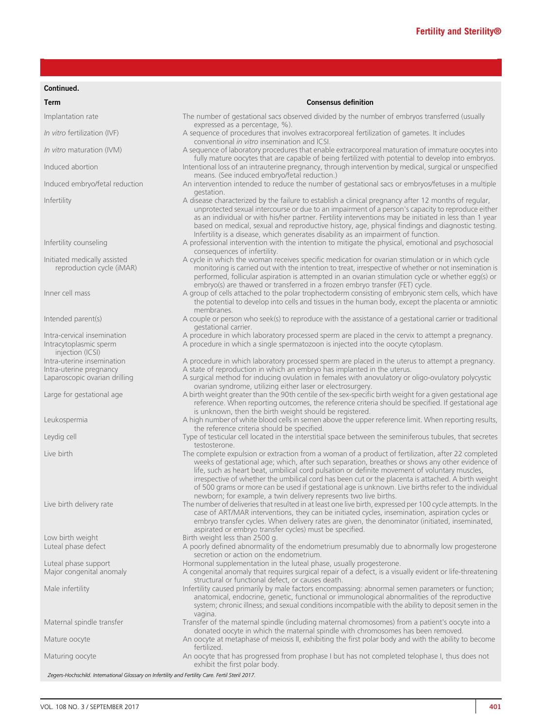**Continued.**

| Term | Consensus definition |
|---|---|
| Implantation rate | The number of gestational sacs observed divided by the number of embryos transferred (usually expressed as a percentage, %). |
| *In vitro* fertilization (IVF) | A sequence of procedures that involves extracorporeal fertilization of gametes. It includes conventional *in vitro* insemination and ICSI. |
| *In vitro* maturation (IVM) | A sequence of laboratory procedures that enable extracorporeal maturation of immature oocytes into fully mature oocytes that are capable of being fertilized with potential to develop into embryos. |
| Induced abortion | Intentional loss of an intrauterine pregnancy, through intervention by medical, surgical or unspecified means. (See induced embryo/fetal reduction.) |
| Induced embryo/fetal reduction | An intervention intended to reduce the number of gestational sacs or embryos/fetuses in a multiple gestation. |
| Infertility | A disease characterized by the failure to establish a clinical pregnancy after 12 months of regular, unprotected sexual intercourse or due to an impairment of a person's capacity to reproduce either as an individual or with his/her partner. Fertility interventions may be initiated in less than 1 year based on medical, sexual and reproductive history, age, physical findings and diagnostic testing. Infertility is a disease, which generates disability as an impairment of function. |
| Infertility counseling | A professional intervention with the intention to mitigate the physical, emotional and psychosocial consequences of infertility. |
| Initiated medically assisted reproduction cycle (iMAR) | A cycle in which the woman receives specific medication for ovarian stimulation or in which cycle monitoring is carried out with the intention to treat, irrespective of whether or not insemination is performed, follicular aspiration is attempted in an ovarian stimulation cycle or whether egg(s) or embryo(s) are thawed or transferred in a frozen embryo transfer (FET) cycle. |
| Inner cell mass | A group of cells attached to the polar trophectoderm consisting of embryonic stem cells, which have the potential to develop into cells and tissues in the human body, except the placenta or amniotic membranes. |
| Intended parent(s) | A couple or person who seek(s) to reproduce with the assistance of a gestational carrier or traditional gestational carrier. |
| Intra-cervical insemination | A procedure in which laboratory processed sperm are placed in the cervix to attempt a pregnancy. |
| Intracytoplasmic sperm injection (ICSI) | A procedure in which a single spermatozoon is injected into the oocyte cytoplasm. |
| Intra-uterine insemination | A procedure in which laboratory processed sperm are placed in the uterus to attempt a pregnancy. |
| Intra-uterine pregnancy | A state of reproduction in which an embryo has implanted in the uterus. |
| Laparoscopic ovarian drilling | A surgical method for inducing ovulation in females with anovulatory or oligo-ovulatory polycystic ovarian syndrome, utilizing either laser or electrosurgery. |
| Large for gestational age | A birth weight greater than the 90th centile of the sex-specific birth weight for a given gestational age reference. When reporting outcomes, the reference criteria should be specified. If gestational age is unknown, then the birth weight should be registered. |
| Leukospermia | A high number of white blood cells in semen above the upper reference limit. When reporting results, the reference criteria should be specified. |
| Leydig cell | Type of testicular cell located in the interstitial space between the seminiferous tubules, that secretes testosterone. |
| Live birth | The complete expulsion or extraction from a woman of a product of fertilization, after 22 completed weeks of gestational age; which, after such separation, breathes or shows any other evidence of life, such as heart beat, umbilical cord pulsation or definite movement of voluntary muscles, irrespective of whether the umbilical cord has been cut or the placenta is attached. A birth weight of 500 grams or more can be used if gestational age is unknown. Live births refer to the individual newborn; for example, a twin delivery represents two live births. |
| Live birth delivery rate | The number of deliveries that resulted in at least one live birth, expressed per 100 cycle attempts. In the case of ART/MAR interventions, they can be initiated cycles, insemination, aspiration cycles or embryo transfer cycles. When delivery rates are given, the denominator (initiated, inseminated, aspirated or embryo transfer cycles) must be specified. |
| Low birth weight | Birth weight less than 2500 g. |
| Luteal phase defect | A poorly defined abnormality of the endometrium presumably due to abnormally low progesterone secretion or action on the endometrium. |
| Luteal phase support | Hormonal supplementation in the luteal phase, usually progesterone. |
| Major congenital anomaly | A congenital anomaly that requires surgical repair of a defect, is a visually evident or life-threatening structural or functional defect, or causes death. |
| Male infertility | Infertility caused primarily by male factors encompassing: abnormal semen parameters or function; anatomical, endocrine, genetic, functional or immunological abnormalities of the reproductive system; chronic illness; and sexual conditions incompatible with the ability to deposit semen in the vagina. |
| Maternal spindle transfer | Transfer of the maternal spindle (including maternal chromosomes) from a patient's oocyte into a donated oocyte in which the maternal spindle with chromosomes has been removed. |
| Mature oocyte | An oocyte at metaphase of meiosis II, exhibiting the first polar body and with the ability to become fertilized. |
| Maturing oocyte | An oocyte that has progressed from prophase I but has not completed telophase I, thus does not exhibit the first polar body. |

*Zegers-Hochschild. International Glossary on Infertility and Fertility Care. Fertil Steril 2017.*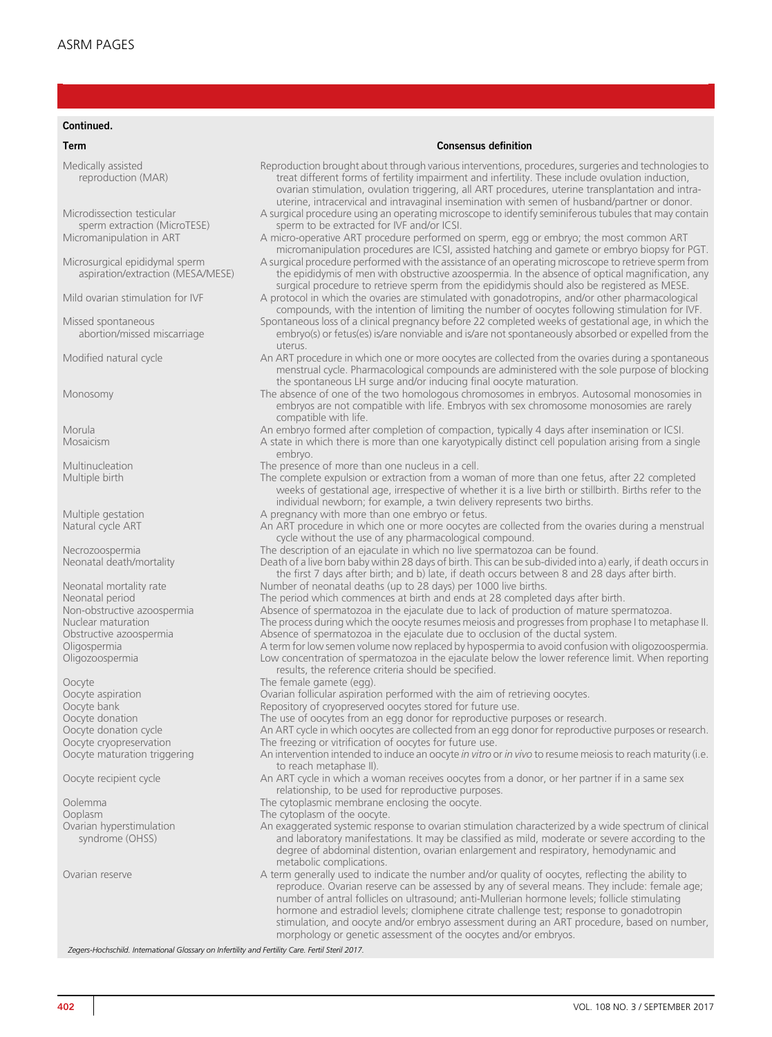**Continued.**

| Term | Consensus definition |
|---|---|
| Medically assisted reproduction (MAR) | Reproduction brought about through various interventions, procedures, surgeries and technologies to treat different forms of fertility impairment and infertility. These include ovulation induction, ovarian stimulation, ovulation triggering, all ART procedures, uterine transplantation and intra-uterine, intracervical and intravaginal insemination with semen of husband/partner or donor. |
| Microdissection testicular sperm extraction (MicroTESE) | A surgical procedure using an operating microscope to identify seminiferous tubules that may contain sperm to be extracted for IVF and/or ICSI. |
| Micromanipulation in ART | A micro-operative ART procedure performed on sperm, egg or embryo; the most common ART micromanipulation procedures are ICSI, assisted hatching and gamete or embryo biopsy for PGT. |
| Microsurgical epididymal sperm aspiration/extraction (MESA/MESE) | A surgical procedure performed with the assistance of an operating microscope to retrieve sperm from the epididymis of men with obstructive azoospermia. In the absence of optical magnification, any surgical procedure to retrieve sperm from the epididymis should also be registered as MESE. |
| Mild ovarian stimulation for IVF | A protocol in which the ovaries are stimulated with gonadotropins, and/or other pharmacological compounds, with the intention of limiting the number of oocytes following stimulation for IVF. |
| Missed spontaneous abortion/missed miscarriage | Spontaneous loss of a clinical pregnancy before 22 completed weeks of gestational age, in which the embryo(s) or fetus(es) is/are nonviable and is/are not spontaneously absorbed or expelled from the uterus. |
| Modified natural cycle | An ART procedure in which one or more oocytes are collected from the ovaries during a spontaneous menstrual cycle. Pharmacological compounds are administered with the sole purpose of blocking the spontaneous LH surge and/or inducing final oocyte maturation. |
| Monosomy | The absence of one of the two homologous chromosomes in embryos. Autosomal monosomies in embryos are not compatible with life. Embryos with sex chromosome monosomies are rarely compatible with life. |
| Morula | An embryo formed after completion of compaction, typically 4 days after insemination or ICSI. |
| Mosaicism | A state in which there is more than one karyotypically distinct cell population arising from a single embryo. |
| Multinucleation | The presence of more than one nucleus in a cell. |
| Multiple birth | The complete expulsion or extraction from a woman of more than one fetus, after 22 completed weeks of gestational age, irrespective of whether it is a live birth or stillbirth. Births refer to the individual newborn; for example, a twin delivery represents two births. |
| Multiple gestation | A pregnancy with more than one embryo or fetus. |
| Natural cycle ART | An ART procedure in which one or more oocytes are collected from the ovaries during a menstrual cycle without the use of any pharmacological compound. |
| Necrozoospermia | The description of an ejaculate in which no live spermatozoa can be found. |
| Neonatal death/mortality | Death of a live born baby within 28 days of birth. This can be sub-divided into a) early, if death occurs in the first 7 days after birth; and b) late, if death occurs between 8 and 28 days after birth. |
| Neonatal mortality rate | Number of neonatal deaths (up to 28 days) per 1000 live births. |
| Neonatal period | The period which commences at birth and ends at 28 completed days after birth. |
| Non-obstructive azoospermia | Absence of spermatozoa in the ejaculate due to lack of production of mature spermatozoa. |
| Nuclear maturation | The process during which the oocyte resumes meiosis and progresses from prophase I to metaphase II. |
| Obstructive azoospermia | Absence of spermatozoa in the ejaculate due to occlusion of the ductal system. |
| Oligospermia | A term for low semen volume now replaced by hypospermia to avoid confusion with oligozoospermia. |
| Oligozoospermia | Low concentration of spermatozoa in the ejaculate below the lower reference limit. When reporting results, the reference criteria should be specified. |
| Oocyte | The female gamete (egg). |
| Oocyte aspiration | Ovarian follicular aspiration performed with the aim of retrieving oocytes. |
| Oocyte bank | Repository of cryopreserved oocytes stored for future use. |
| Oocyte donation | The use of oocytes from an egg donor for reproductive purposes or research. |
| Oocyte donation cycle | An ART cycle in which oocytes are collected from an egg donor for reproductive purposes or research. |
| Oocyte cryopreservation | The freezing or vitrification of oocytes for future use. |
| Oocyte maturation triggering | An intervention intended to induce an oocyte *in vitro* or *in vivo* to resume meiosis to reach maturity (i.e. to reach metaphase II). |
| Oocyte recipient cycle | An ART cycle in which a woman receives oocytes from a donor, or her partner if in a same sex relationship, to be used for reproductive purposes. |
| Oolemma | The cytoplasmic membrane enclosing the oocyte. |
| Ooplasm | The cytoplasm of the oocyte. |
| Ovarian hyperstimulation syndrome (OHSS) | An exaggerated systemic response to ovarian stimulation characterized by a wide spectrum of clinical and laboratory manifestations. It may be classified as mild, moderate or severe according to the degree of abdominal distention, ovarian enlargement and respiratory, hemodynamic and metabolic complications. |
| Ovarian reserve | A term generally used to indicate the number and/or quality of oocytes, reflecting the ability to reproduce. Ovarian reserve can be assessed by any of several means. They include: female age; number of antral follicles on ultrasound; anti-Mullerian hormone levels; follicle stimulating hormone and estradiol levels; clomiphene citrate challenge test; response to gonadotropin stimulation, and oocyte and/or embryo assessment during an ART procedure, based on number, morphology or genetic assessment of the oocytes and/or embryos. |

*Zegers-Hochschild. International Glossary on Infertility and Fertility Care. Fertil Steril 2017.*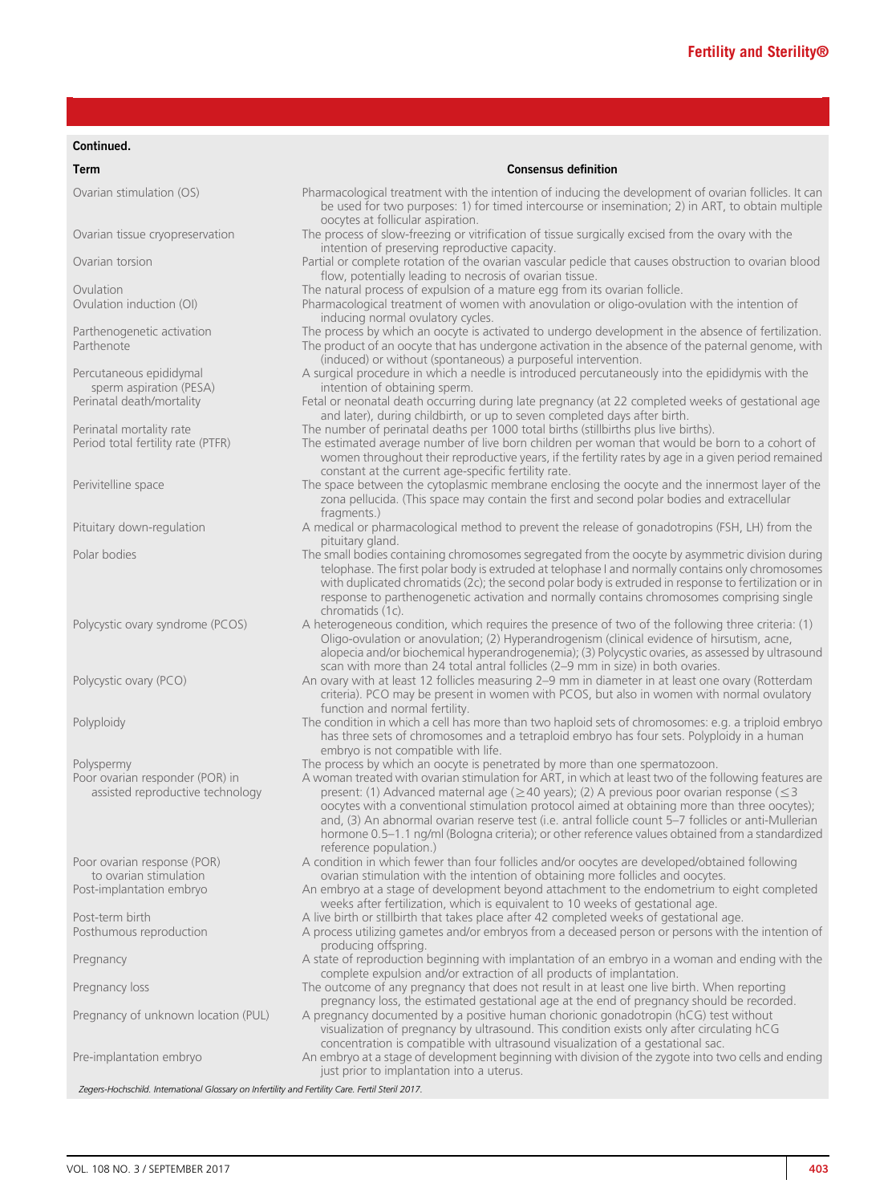**Continued.**

| Term | Consensus definition |
| --- | --- |
| Ovarian stimulation (OS) | Pharmacological treatment with the intention of inducing the development of ovarian follicles. It can be used for two purposes: 1) for timed intercourse or insemination; 2) in ART, to obtain multiple oocytes at follicular aspiration. |
| Ovarian tissue cryopreservation | The process of slow-freezing or vitrification of tissue surgically excised from the ovary with the intention of preserving reproductive capacity. |
| Ovarian torsion | Partial or complete rotation of the ovarian vascular pedicle that causes obstruction to ovarian blood flow, potentially leading to necrosis of ovarian tissue. |
| Ovulation | The natural process of expulsion of a mature egg from its ovarian follicle. |
| Ovulation induction (OI) | Pharmacological treatment of women with anovulation or oligo-ovulation with the intention of inducing normal ovulatory cycles. |
| Parthenogenetic activation | The process by which an oocyte is activated to undergo development in the absence of fertilization. |
| Parthenote | The product of an oocyte that has undergone activation in the absence of the paternal genome, with (induced) or without (spontaneous) a purposeful intervention. |
| Percutaneous epididymal sperm aspiration (PESA) | A surgical procedure in which a needle is introduced percutaneously into the epididymis with the intention of obtaining sperm. |
| Perinatal death/mortality | Fetal or neonatal death occurring during late pregnancy (at 22 completed weeks of gestational age and later), during childbirth, or up to seven completed days after birth. |
| Perinatal mortality rate | The number of perinatal deaths per 1000 total births (stillbirths plus live births). |
| Period total fertility rate (PTFR) | The estimated average number of live born children per woman that would be born to a cohort of women throughout their reproductive years, if the fertility rates by age in a given period remained constant at the current age-specific fertility rate. |
| Perivitelline space | The space between the cytoplasmic membrane enclosing the oocyte and the innermost layer of the zona pellucida. (This space may contain the first and second polar bodies and extracellular fragments.) |
| Pituitary down-regulation | A medical or pharmacological method to prevent the release of gonadotropins (FSH, LH) from the pituitary gland. |
| Polar bodies | The small bodies containing chromosomes segregated from the oocyte by asymmetric division during telophase. The first polar body is extruded at telophase I and normally contains only chromosomes with duplicated chromatids (2c); the second polar body is extruded in response to fertilization or in response to parthenogenetic activation and normally contains chromosomes comprising single chromatids (1c). |
| Polycystic ovary syndrome (PCOS) | A heterogeneous condition, which requires the presence of two of the following three criteria: (1) Oligo-ovulation or anovulation; (2) Hyperandrogenism (clinical evidence of hirsutism, acne, alopecia and/or biochemical hyperandrogenemia); (3) Polycystic ovaries, as assessed by ultrasound scan with more than 24 total antral follicles (2–9 mm in size) in both ovaries. |
| Polycystic ovary (PCO) | An ovary with at least 12 follicles measuring 2–9 mm in diameter in at least one ovary (Rotterdam criteria). PCO may be present in women with PCOS, but also in women with normal ovulatory function and normal fertility. |
| Polyploidy | The condition in which a cell has more than two haploid sets of chromosomes: e.g. a triploid embryo has three sets of chromosomes and a tetraploid embryo has four sets. Polyploidy in a human embryo is not compatible with life. |
| Polyspermy | The process by which an oocyte is penetrated by more than one spermatozoon. |
| Poor ovarian responder (POR) in assisted reproductive technology | A woman treated with ovarian stimulation for ART, in which at least two of the following features are present: (1) Advanced maternal age (≥40 years); (2) A previous poor ovarian response (≤3 oocytes with a conventional stimulation protocol aimed at obtaining more than three oocytes); and, (3) An abnormal ovarian reserve test (i.e. antral follicle count 5–7 follicles or anti-Mullerian hormone 0.5–1.1 ng/ml (Bologna criteria); or other reference values obtained from a standardized reference population.) |
| Poor ovarian response (POR) to ovarian stimulation | A condition in which fewer than four follicles and/or oocytes are developed/obtained following ovarian stimulation with the intention of obtaining more follicles and oocytes. |
| Post-implantation embryo | An embryo at a stage of development beyond attachment to the endometrium to eight completed weeks after fertilization, which is equivalent to 10 weeks of gestational age. |
| Post-term birth | A live birth or stillbirth that takes place after 42 completed weeks of gestational age. |
| Posthumous reproduction | A process utilizing gametes and/or embryos from a deceased person or persons with the intention of producing offspring. |
| Pregnancy | A state of reproduction beginning with implantation of an embryo in a woman and ending with the complete expulsion and/or extraction of all products of implantation. |
| Pregnancy loss | The outcome of any pregnancy that does not result in at least one live birth. When reporting pregnancy loss, the estimated gestational age at the end of pregnancy should be recorded. |
| Pregnancy of unknown location (PUL) | A pregnancy documented by a positive human chorionic gonadotropin (hCG) test without visualization of pregnancy by ultrasound. This condition exists only after circulating hCG concentration is compatible with ultrasound visualization of a gestational sac. |
| Pre-implantation embryo | An embryo at a stage of development beginning with division of the zygote into two cells and ending just prior to implantation into a uterus. |

*Zegers-Hochschild. International Glossary on Infertility and Fertility Care. Fertil Steril 2017.*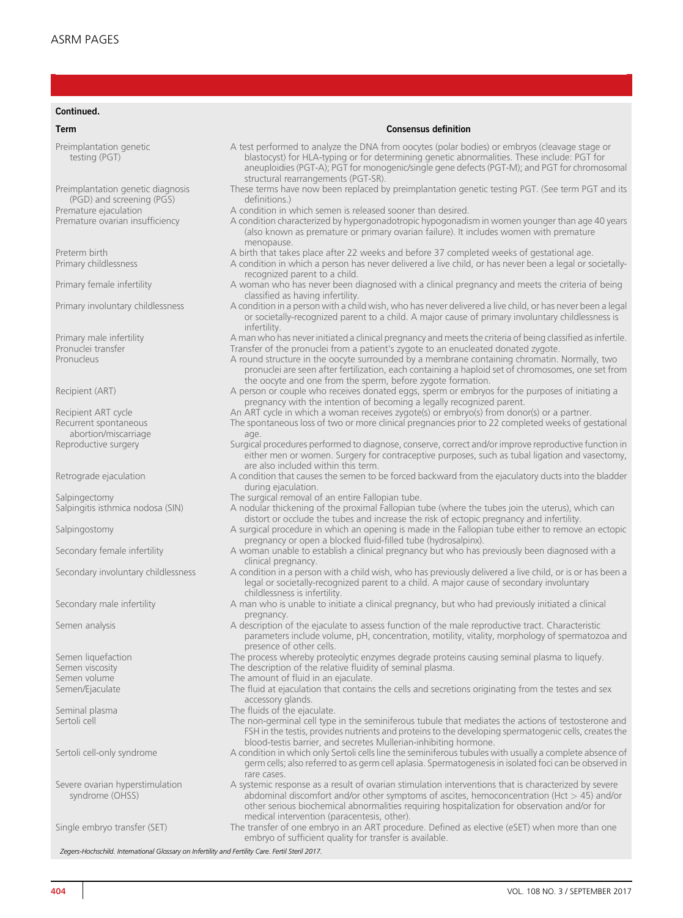**Continued.**

| Term | Consensus definition |
| --- | --- |
| Preimplantation genetic testing (PGT) | A test performed to analyze the DNA from oocytes (polar bodies) or embryos (cleavage stage or blastocyst) for HLA-typing or for determining genetic abnormalities. These include: PGT for aneuploidies (PGT-A); PGT for monogenic/single gene defects (PGT-M); and PGT for chromosomal structural rearrangements (PGT-SR). |
| Preimplantation genetic diagnosis (PGD) and screening (PGS) | These terms have now been replaced by preimplantation genetic testing PGT. (See term PGT and its definitions.) |
| Premature ejaculation | A condition in which semen is released sooner than desired. |
| Premature ovarian insufficiency | A condition characterized by hypergonadotropic hypogonadism in women younger than age 40 years (also known as premature or primary ovarian failure). It includes women with premature menopause. |
| Preterm birth | A birth that takes place after 22 weeks and before 37 completed weeks of gestational age. |
| Primary childlessness | A condition in which a person has never delivered a live child, or has never been a legal or societally-recognized parent to a child. |
| Primary female infertility | A woman who has never been diagnosed with a clinical pregnancy and meets the criteria of being classified as having infertility. |
| Primary involuntary childlessness | A condition in a person with a child wish, who has never delivered a live child, or has never been a legal or societally-recognized parent to a child. A major cause of primary involuntary childlessness is infertility. |
| Primary male infertility | A man who has never initiated a clinical pregnancy and meets the criteria of being classified as infertile. |
| Pronuclei transfer | Transfer of the pronuclei from a patient's zygote to an enucleated donated zygote. |
| Pronucleus | A round structure in the oocyte surrounded by a membrane containing chromatin. Normally, two pronuclei are seen after fertilization, each containing a haploid set of chromosomes, one set from the oocyte and one from the sperm, before zygote formation. |
| Recipient (ART) | A person or couple who receives donated eggs, sperm or embryos for the purposes of initiating a pregnancy with the intention of becoming a legally recognized parent. |
| Recipient ART cycle | An ART cycle in which a woman receives zygote(s) or embryo(s) from donor(s) or a partner. |
| Recurrent spontaneous abortion/miscarriage | The spontaneous loss of two or more clinical pregnancies prior to 22 completed weeks of gestational age. |
| Reproductive surgery | Surgical procedures performed to diagnose, conserve, correct and/or improve reproductive function in either men or women. Surgery for contraceptive purposes, such as tubal ligation and vasectomy, are also included within this term. |
| Retrograde ejaculation | A condition that causes the semen to be forced backward from the ejaculatory ducts into the bladder during ejaculation. |
| Salpingectomy | The surgical removal of an entire Fallopian tube. |
| Salpingitis isthmica nodosa (SIN) | A nodular thickening of the proximal Fallopian tube (where the tubes join the uterus), which can distort or occlude the tubes and increase the risk of ectopic pregnancy and infertility. |
| Salpingostomy | A surgical procedure in which an opening is made in the Fallopian tube either to remove an ectopic pregnancy or open a blocked fluid-filled tube (hydrosalpinx). |
| Secondary female infertility | A woman unable to establish a clinical pregnancy but who has previously been diagnosed with a clinical pregnancy. |
| Secondary involuntary childlessness | A condition in a person with a child wish, who has previously delivered a live child, or is or has been a legal or societally-recognized parent to a child. A major cause of secondary involuntary childlessness is infertility. |
| Secondary male infertility | A man who is unable to initiate a clinical pregnancy, but who had previously initiated a clinical pregnancy. |
| Semen analysis | A description of the ejaculate to assess function of the male reproductive tract. Characteristic parameters include volume, pH, concentration, motility, vitality, morphology of spermatozoa and presence of other cells. |
| Semen liquefaction | The process whereby proteolytic enzymes degrade proteins causing seminal plasma to liquefy. |
| Semen viscosity | The description of the relative fluidity of seminal plasma. |
| Semen volume | The amount of fluid in an ejaculate. |
| Semen/Ejaculate | The fluid at ejaculation that contains the cells and secretions originating from the testes and sex accessory glands. |
| Seminal plasma | The fluids of the ejaculate. |
| Sertoli cell | The non-germinal cell type in the seminiferous tubule that mediates the actions of testosterone and FSH in the testis, provides nutrients and proteins to the developing spermatogenic cells, creates the blood-testis barrier, and secretes Mullerian-inhibiting hormone. |
| Sertoli cell-only syndrome | A condition in which only Sertoli cells line the seminiferous tubules with usually a complete absence of germ cells; also referred to as germ cell aplasia. Spermatogenesis in isolated foci can be observed in rare cases. |
| Severe ovarian hyperstimulation syndrome (OHSS) | A systemic response as a result of ovarian stimulation interventions that is characterized by severe abdominal discomfort and/or other symptoms of ascites, hemoconcentration (Hct > 45) and/or other serious biochemical abnormalities requiring hospitalization for observation and/or for medical intervention (paracentesis, other). |
| Single embryo transfer (SET) | The transfer of one embryo in an ART procedure. Defined as elective (eSET) when more than one embryo of sufficient quality for transfer is available. |

*Zegers-Hochschild. International Glossary on Infertility and Fertility Care. Fertil Steril 2017.*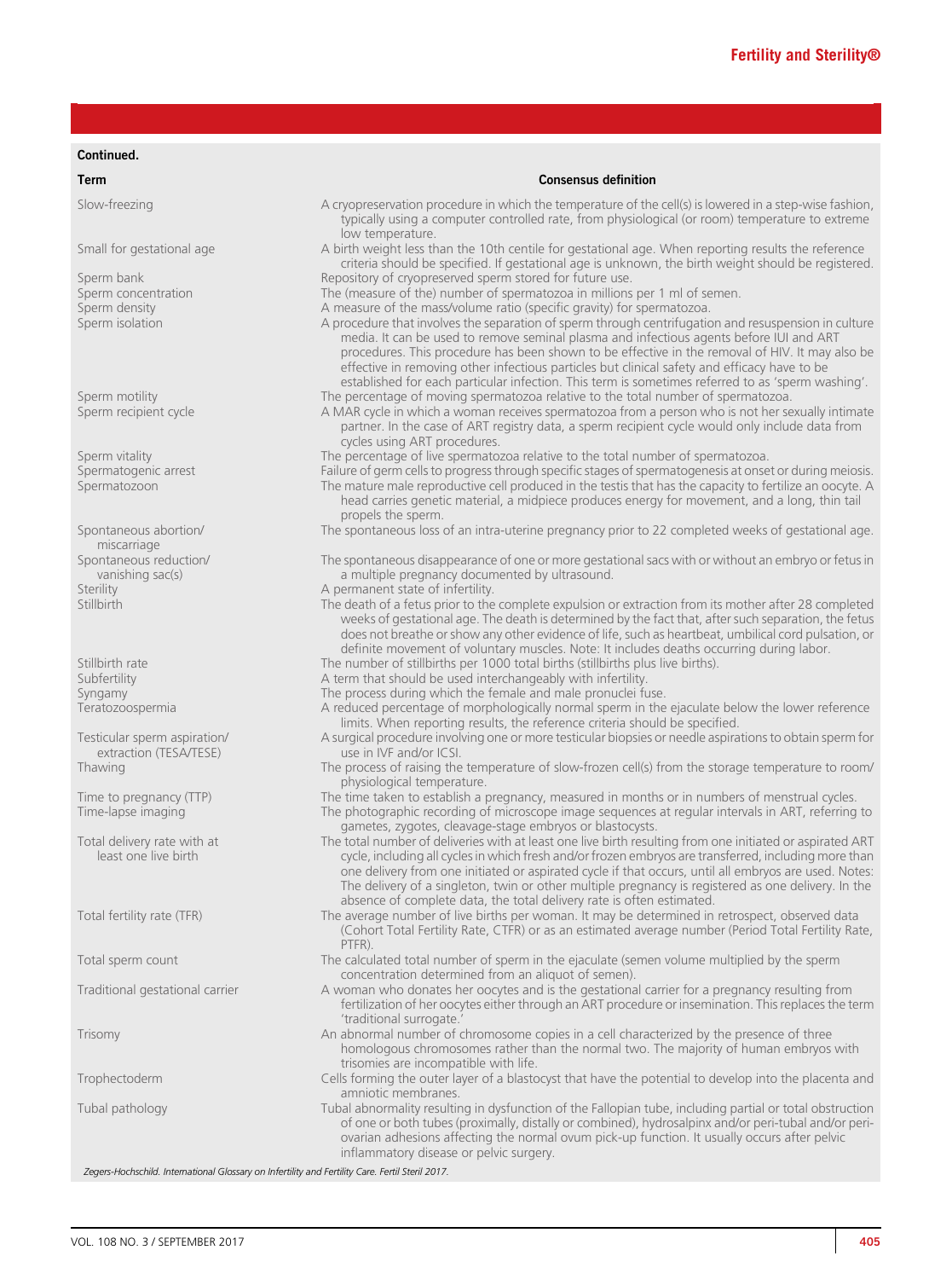**Continued.**

| Term | Consensus definition |
| --- | --- |
| Slow-freezing | A cryopreservation procedure in which the temperature of the cell(s) is lowered in a step-wise fashion, typically using a computer controlled rate, from physiological (or room) temperature to extreme low temperature. |
| Small for gestational age | A birth weight less than the 10th centile for gestational age. When reporting results the reference criteria should be specified. If gestational age is unknown, the birth weight should be registered. |
| Sperm bank | Repository of cryopreserved sperm stored for future use. |
| Sperm concentration | The (measure of the) number of spermatozoa in millions per 1 ml of semen. |
| Sperm density | A measure of the mass/volume ratio (specific gravity) for spermatozoa. |
| Sperm isolation | A procedure that involves the separation of sperm through centrifugation and resuspension in culture media. It can be used to remove seminal plasma and infectious agents before IUI and ART procedures. This procedure has been shown to be effective in the removal of HIV. It may also be effective in removing other infectious particles but clinical safety and efficacy have to be established for each particular infection. This term is sometimes referred to as 'sperm washing'. |
| Sperm motility | The percentage of moving spermatozoa relative to the total number of spermatozoa. |
| Sperm recipient cycle | A MAR cycle in which a woman receives spermatozoa from a person who is not her sexually intimate partner. In the case of ART registry data, a sperm recipient cycle would only include data from cycles using ART procedures. |
| Sperm vitality | The percentage of live spermatozoa relative to the total number of spermatozoa. |
| Spermatogenic arrest | Failure of germ cells to progress through specific stages of spermatogenesis at onset or during meiosis. |
| Spermatozoon | The mature male reproductive cell produced in the testis that has the capacity to fertilize an oocyte. A head carries genetic material, a midpiece produces energy for movement, and a long, thin tail propels the sperm. |
| Spontaneous abortion/ miscarriage | The spontaneous loss of an intra-uterine pregnancy prior to 22 completed weeks of gestational age. |
| Spontaneous reduction/ vanishing sac(s) | The spontaneous disappearance of one or more gestational sacs with or without an embryo or fetus in a multiple pregnancy documented by ultrasound. |
| Sterility | A permanent state of infertility. |
| Stillbirth | The death of a fetus prior to the complete expulsion or extraction from its mother after 28 completed weeks of gestational age. The death is determined by the fact that, after such separation, the fetus does not breathe or show any other evidence of life, such as heartbeat, umbilical cord pulsation, or definite movement of voluntary muscles. Note: It includes deaths occurring during labor. |
| Stillbirth rate | The number of stillbirths per 1000 total births (stillbirths plus live births). |
| Subfertility | A term that should be used interchangeably with infertility. |
| Syngamy | The process during which the female and male pronuclei fuse. |
| Teratozoospermia | A reduced percentage of morphologically normal sperm in the ejaculate below the lower reference limits. When reporting results, the reference criteria should be specified. |
| Testicular sperm aspiration/ extraction (TESA/TESE) | A surgical procedure involving one or more testicular biopsies or needle aspirations to obtain sperm for use in IVF and/or ICSI. |
| Thawing | The process of raising the temperature of slow-frozen cell(s) from the storage temperature to room/ physiological temperature. |
| Time to pregnancy (TTP) | The time taken to establish a pregnancy, measured in months or in numbers of menstrual cycles. |
| Time-lapse imaging | The photographic recording of microscope image sequences at regular intervals in ART, referring to gametes, zygotes, cleavage-stage embryos or blastocysts. |
| Total delivery rate with at least one live birth | The total number of deliveries with at least one live birth resulting from one initiated or aspirated ART cycle, including all cycles in which fresh and/or frozen embryos are transferred, including more than one delivery from one initiated or aspirated cycle if that occurs, until all embryos are used. Notes: The delivery of a singleton, twin or other multiple pregnancy is registered as one delivery. In the absence of complete data, the total delivery rate is often estimated. |
| Total fertility rate (TFR) | The average number of live births per woman. It may be determined in retrospect, observed data (Cohort Total Fertility Rate, CTFR) or as an estimated average number (Period Total Fertility Rate, PTFR). |
| Total sperm count | The calculated total number of sperm in the ejaculate (semen volume multiplied by the sperm concentration determined from an aliquot of semen). |
| Traditional gestational carrier | A woman who donates her oocytes and is the gestational carrier for a pregnancy resulting from fertilization of her oocytes either through an ART procedure or insemination. This replaces the term 'traditional surrogate.' |
| Trisomy | An abnormal number of chromosome copies in a cell characterized by the presence of three homologous chromosomes rather than the normal two. The majority of human embryos with trisomies are incompatible with life. |
| Trophectoderm | Cells forming the outer layer of a blastocyst that have the potential to develop into the placenta and amniotic membranes. |
| Tubal pathology | Tubal abnormality resulting in dysfunction of the Fallopian tube, including partial or total obstruction of one or both tubes (proximally, distally or combined), hydrosalpinx and/or peri-tubal and/or peri-ovarian adhesions affecting the normal ovum pick-up function. It usually occurs after pelvic inflammatory disease or pelvic surgery. |

*Zegers-Hochschild. International Glossary on Infertility and Fertility Care. Fertil Steril 2017.*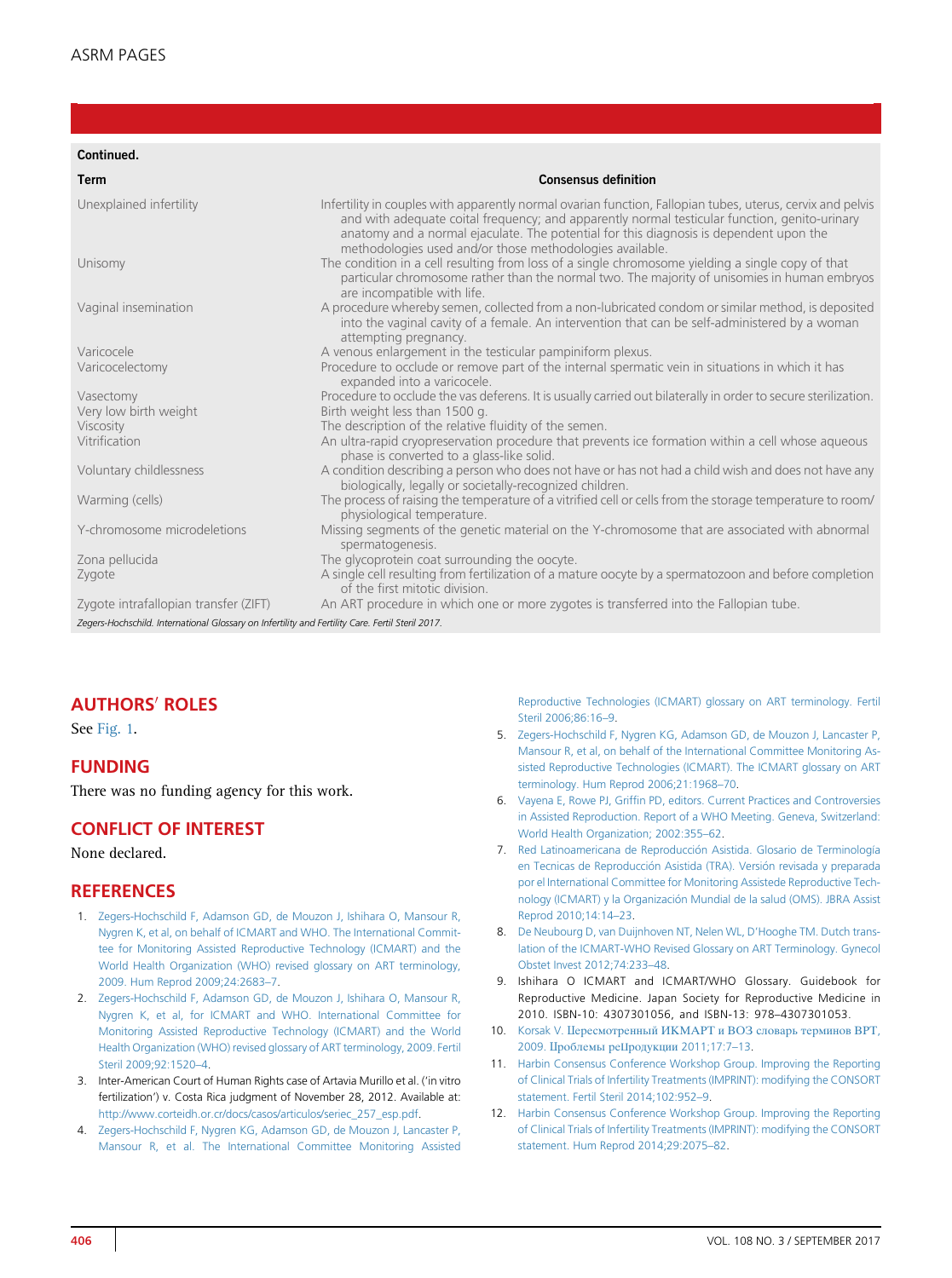Continued.

| Term | Consensus definition |
|---|---|
| Unexplained infertility | Infertility in couples with apparently normal ovarian function, Fallopian tubes, uterus, cervix and pelvis and with adequate coital frequency; and apparently normal testicular function, genito-urinary anatomy and a normal ejaculate. The potential for this diagnosis is dependent upon the methodologies used and/or those methodologies available. |
| Unisomy | The condition in a cell resulting from loss of a single chromosome yielding a single copy of that particular chromosome rather than the normal two. The majority of unisomies in human embryos are incompatible with life. |
| Vaginal insemination | A procedure whereby semen, collected from a non-lubricated condom or similar method, is deposited into the vaginal cavity of a female. An intervention that can be self-administered by a woman attempting pregnancy. |
| Varicocele | A venous enlargement in the testicular pampiniform plexus. |
| Varicocelectomy | Procedure to occlude or remove part of the internal spermatic vein in situations in which it has expanded into a varicocele. |
| Vasectomy | Procedure to occlude the vas deferens. It is usually carried out bilaterally in order to secure sterilization. |
| Very low birth weight | Birth weight less than 1500 g. |
| Viscosity | The description of the relative fluidity of the semen. |
| Vitrification | An ultra-rapid cryopreservation procedure that prevents ice formation within a cell whose aqueous phase is converted to a glass-like solid. |
| Voluntary childlessness | A condition describing a person who does not have or has not had a child wish and does not have any biologically, legally or societally-recognized children. |
| Warming (cells) | The process of raising the temperature of a vitrified cell or cells from the storage temperature to room/physiological temperature. |
| Y-chromosome microdeletions | Missing segments of the genetic material on the Y-chromosome that are associated with abnormal spermatogenesis. |
| Zona pellucida | The glycoprotein coat surrounding the oocyte. |
| Zygote | A single cell resulting from fertilization of a mature oocyte by a spermatozoon and before completion of the first mitotic division. |
| Zygote intrafallopian transfer (ZIFT) | An ART procedure in which one or more zygotes is transferred into the Fallopian tube. |

*Zegers-Hochschild. International Glossary on Infertility and Fertility Care. Fertil Steril 2017.*

## AUTHORS' ROLES

See Fig. 1.

## FUNDING

There was no funding agency for this work.

## CONFLICT OF INTEREST

None declared.

## REFERENCES

1. Zegers-Hochschild F, Adamson GD, de Mouzon J, Ishihara O, Mansour R, Nygren K, et al, on behalf of ICMART and WHO. The International Committee for Monitoring Assisted Reproductive Technology (ICMART) and the World Health Organization (WHO) revised glossary on ART terminology, 2009. Hum Reprod 2009;24:2683–7.
2. Zegers-Hochschild F, Adamson GD, de Mouzon J, Ishihara O, Mansour R, Nygren K, et al, for ICMART and WHO. International Committee for Monitoring Assisted Reproductive Technology (ICMART) and the World Health Organization (WHO) revised glossary of ART terminology, 2009. Fertil Steril 2009;92:1520–4.
3. Inter-American Court of Human Rights case of Artavia Murillo et al. ('in vitro fertilization') v. Costa Rica judgment of November 28, 2012. Available at: http://www.corteidh.or.cr/docs/casos/articulos/seriec_257_esp.pdf.
4. Zegers-Hochschild F, Nygren KG, Adamson GD, de Mouzon J, Lancaster P, Mansour R, et al. The International Committee Monitoring Assisted Reproductive Technologies (ICMART) glossary on ART terminology. Fertil Steril 2006;86:16–9.
5. Zegers-Hochschild F, Nygren KG, Adamson GD, de Mouzon J, Lancaster P, Mansour R, et al, on behalf of the International Committee Monitoring Assisted Reproductive Technologies (ICMART). The ICMART glossary on ART terminology. Hum Reprod 2006;21:1968–70.
6. Vayena E, Rowe PJ, Griffin PD, editors. Current Practices and Controversies in Assisted Reproduction. Report of a WHO Meeting. Geneva, Switzerland: World Health Organization; 2002:355–62.
7. Red Latinoamericana de Reproducción Asistida. Glosario de Terminología en Tecnicas de Reproducción Asistida (TRA). Versión revisada y preparada por el International Committee for Monitoring Assistede Reproductive Technology (ICMART) y la Organización Mundial de la salud (OMS). JBRA Assist Reprod 2010;14:14–23.
8. De Neubourg D, van Duijnhoven NT, Nelen WL, D'Hooghe TM. Dutch translation of the ICMART-WHO Revised Glossary on ART Terminology. Gynecol Obstet Invest 2012;74:233–48.
9. Ishihara O ICMART and ICMART/WHO Glossary. Guidebook for Reproductive Medicine. Japan Society for Reproductive Medicine in 2010. ISBN-10: 4307301056, and ISBN-13: 978–4307301053.
10. Korsak V. Пересмотренный ИКМАРТ и ВОЗ словарь терминов ВРТ, 2009. Проблемы репродукции 2011;17:7–13.
11. Harbin Consensus Conference Workshop Group. Improving the Reporting of Clinical Trials of Infertility Treatments (IMPRINT): modifying the CONSORT statement. Fertil Steril 2014;102:952–9.
12. Harbin Consensus Conference Workshop Group. Improving the Reporting of Clinical Trials of Infertility Treatments (IMPRINT): modifying the CONSORT statement. Hum Reprod 2014;29:2075–82.